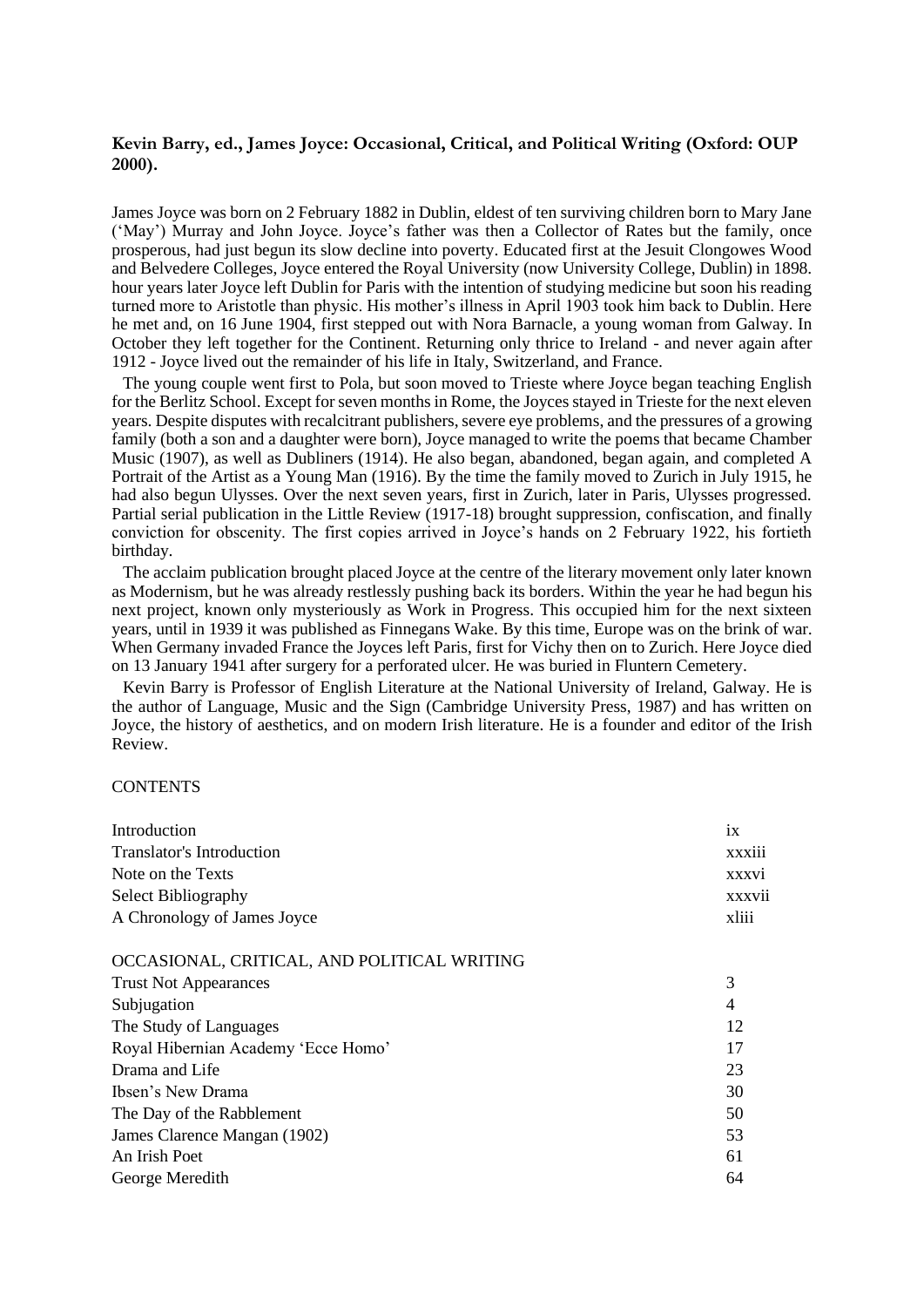**Kevin Barry, ed., James Joyce: Occasional, Critical, and Political Writing (Oxford: OUP 2000).**

James Joyce was born on 2 February 1882 in Dublin, eldest of ten surviving children born to Mary Jane ('May') Murray and John Joyce. Joyce's father was then a Collector of Rates but the family, once prosperous, had just begun its slow decline into poverty. Educated first at the Jesuit Clongowes Wood and Belvedere Colleges, Joyce entered the Royal University (now University College, Dublin) in 1898. hour years later Joyce left Dublin for Paris with the intention of studying medicine but soon his reading turned more to Aristotle than physic. His mother's illness in April 1903 took him back to Dublin. Here he met and, on 16 June 1904, first stepped out with Nora Barnacle, a young woman from Galway. In October they left together for the Continent. Returning only thrice to Ireland - and never again after 1912 - Joyce lived out the remainder of his life in Italy, Switzerland, and France.

The young couple went first to Pola, but soon moved to Trieste where Joyce began teaching English for the Berlitz School. Except for seven months in Rome, the Joyces stayed in Trieste for the next eleven years. Despite disputes with recalcitrant publishers, severe eye problems, and the pressures of a growing family (both a son and a daughter were born), Joyce managed to write the poems that became Chamber Music (1907), as well as Dubliners (1914). He also began, abandoned, began again, and completed A Portrait of the Artist as a Young Man (1916). By the time the family moved to Zurich in July 1915, he had also begun Ulysses. Over the next seven years, first in Zurich, later in Paris, Ulysses progressed. Partial serial publication in the Little Review (1917-18) brought suppression, confiscation, and finally conviction for obscenity. The first copies arrived in Joyce's hands on 2 February 1922, his fortieth birthday.

The acclaim publication brought placed Joyce at the centre of the literary movement only later known as Modernism, but he was already restlessly pushing back its borders. Within the year he had begun his next project, known only mysteriously as Work in Progress. This occupied him for the next sixteen years, until in 1939 it was published as Finnegans Wake. By this time, Europe was on the brink of war. When Germany invaded France the Joyces left Paris, first for Vichy then on to Zurich. Here Joyce died on 13 January 1941 after surgery for a perforated ulcer. He was buried in Fluntern Cemetery.

Kevin Barry is Professor of English Literature at the National University of Ireland, Galway. He is the author of Language, Music and the Sign (Cambridge University Press, 1987) and has written on Joyce, the history of aesthetics, and on modern Irish literature. He is a founder and editor of the Irish Review.

CONTENTS

| | |
|---|---|
| Introduction | ix |
| Translator's Introduction | xxxiii |
| Note on the Texts | xxxvi |
| Select Bibliography | xxxvii |
| A Chronology of James Joyce | xliii |

OCCASIONAL, CRITICAL, AND POLITICAL WRITING

| | |
|---|---|
| Trust Not Appearances | 3 |
| Subjugation | 4 |
| The Study of Languages | 12 |
| Royal Hibernian Academy 'Ecce Homo' | 17 |
| Drama and Life | 23 |
| Ibsen's New Drama | 30 |
| The Day of the Rabblement | 50 |
| James Clarence Mangan (1902) | 53 |
| An Irish Poet | 61 |
| George Meredith | 64 |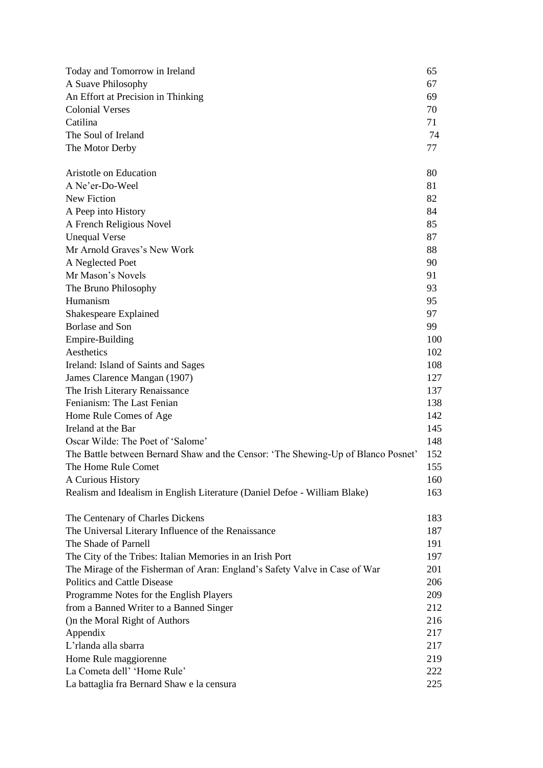| | |
|---|---|
| Today and Tomorrow in Ireland | 65 |
| A Suave Philosophy | 67 |
| An Effort at Precision in Thinking | 69 |
| Colonial Verses | 70 |
| Catilina | 71 |
| The Soul of Ireland | 74 |
| The Motor Derby | 77 |
| | |
| Aristotle on Education | 80 |
| A Ne'er-Do-Weel | 81 |
| New Fiction | 82 |
| A Peep into History | 84 |
| A French Religious Novel | 85 |
| Unequal Verse | 87 |
| Mr Arnold Graves's New Work | 88 |
| A Neglected Poet | 90 |
| Mr Mason's Novels | 91 |
| The Bruno Philosophy | 93 |
| Humanism | 95 |
| Shakespeare Explained | 97 |
| Borlase and Son | 99 |
| Empire-Building | 100 |
| Aesthetics | 102 |
| Ireland: Island of Saints and Sages | 108 |
| James Clarence Mangan (1907) | 127 |
| The Irish Literary Renaissance | 137 |
| Fenianism: The Last Fenian | 138 |
| Home Rule Comes of Age | 142 |
| Ireland at the Bar | 145 |
| Oscar Wilde: The Poet of 'Salome' | 148 |
| The Battle between Bernard Shaw and the Censor: 'The Shewing-Up of Blanco Posnet' | 152 |
| The Home Rule Comet | 155 |
| A Curious History | 160 |
| Realism and Idealism in English Literature (Daniel Defoe - William Blake) | 163 |
| | |
| The Centenary of Charles Dickens | 183 |
| The Universal Literary Influence of the Renaissance | 187 |
| The Shade of Parnell | 191 |
| The City of the Tribes: Italian Memories in an Irish Port | 197 |
| The Mirage of the Fisherman of Aran: England's Safety Valve in Case of War | 201 |
| Politics and Cattle Disease | 206 |
| Programme Notes for the English Players | 209 |
| from a Banned Writer to a Banned Singer | 212 |
| ()n the Moral Right of Authors | 216 |
| Appendix | 217 |
| L'rlanda alla sbarra | 217 |
| Home Rule maggiorenne | 219 |
| La Cometa dell' 'Home Rule' | 222 |
| La battaglia fra Bernard Shaw e la censura | 225 |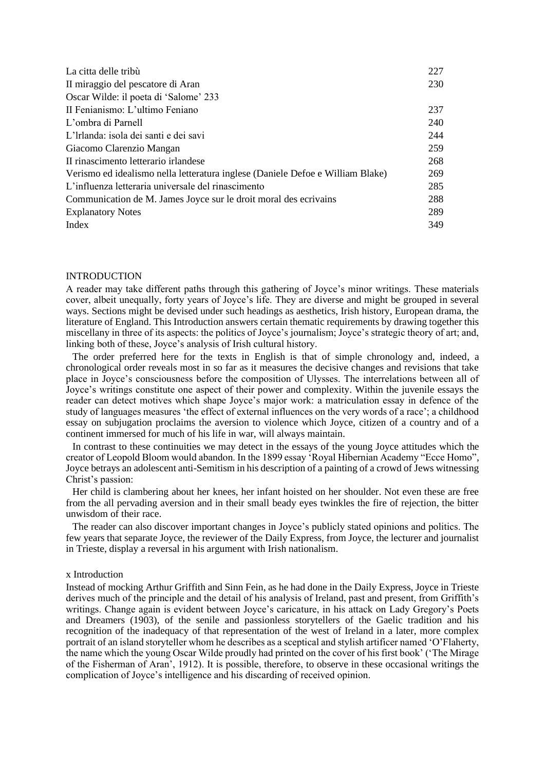| | |
|---|---|
| La citta delle tribù | 227 |
| II miraggio del pescatore di Aran | 230 |
| Oscar Wilde: il poeta di 'Salome' 233 | |
| II Fenianismo: L'ultimo Feniano | 237 |
| L'ombra di Parnell | 240 |
| L'lrlanda: isola dei santi e dei savi | 244 |
| Giacomo Clarenzio Mangan | 259 |
| II rinascimento letterario irlandese | 268 |
| Verismo ed idealismo nella letteratura inglese (Daniele Defoe e William Blake) | 269 |
| L'influenza letteraria universale del rinascimento | 285 |
| Communication de M. James Joyce sur le droit moral des ecrivains | 288 |
| Explanatory Notes | 289 |
| Index | 349 |

## INTRODUCTION

A reader may take different paths through this gathering of Joyce's minor writings. These materials cover, albeit unequally, forty years of Joyce's life. They are diverse and might be grouped in several ways. Sections might be devised under such headings as aesthetics, Irish history, European drama, the literature of England. This Introduction answers certain thematic requirements by drawing together this miscellany in three of its aspects: the politics of Joyce's journalism; Joyce's strategic theory of art; and, linking both of these, Joyce's analysis of Irish cultural history.

The order preferred here for the texts in English is that of simple chronology and, indeed, a chronological order reveals most in so far as it measures the decisive changes and revisions that take place in Joyce's consciousness before the composition of Ulysses. The interrelations between all of Joyce's writings constitute one aspect of their power and complexity. Within the juvenile essays the reader can detect motives which shape Joyce's major work: a matriculation essay in defence of the study of languages measures 'the effect of external influences on the very words of a race'; a childhood essay on subjugation proclaims the aversion to violence which Joyce, citizen of a country and of a continent immersed for much of his life in war, will always maintain.

In contrast to these continuities we may detect in the essays of the young Joyce attitudes which the creator of Leopold Bloom would abandon. In the 1899 essay 'Royal Hibernian Academy "Ecce Homo", Joyce betrays an adolescent anti-Semitism in his description of a painting of a crowd of Jews witnessing Christ's passion:

Her child is clambering about her knees, her infant hoisted on her shoulder. Not even these are free from the all pervading aversion and in their small beady eyes twinkles the fire of rejection, the bitter unwisdom of their race.

The reader can also discover important changes in Joyce's publicly stated opinions and politics. The few years that separate Joyce, the reviewer of the Daily Express, from Joyce, the lecturer and journalist in Trieste, display a reversal in his argument with Irish nationalism.

Instead of mocking Arthur Griffith and Sinn Fein, as he had done in the Daily Express, Joyce in Trieste derives much of the principle and the detail of his analysis of Ireland, past and present, from Griffith's writings. Change again is evident between Joyce's caricature, in his attack on Lady Gregory's Poets and Dreamers (1903), of the senile and passionless storytellers of the Gaelic tradition and his recognition of the inadequacy of that representation of the west of Ireland in a later, more complex portrait of an island storyteller whom he describes as a sceptical and stylish artificer named 'O'Flaherty, the name which the young Oscar Wilde proudly had printed on the cover of his first book' ('The Mirage of the Fisherman of Aran', 1912). It is possible, therefore, to observe in these occasional writings the complication of Joyce's intelligence and his discarding of received opinion.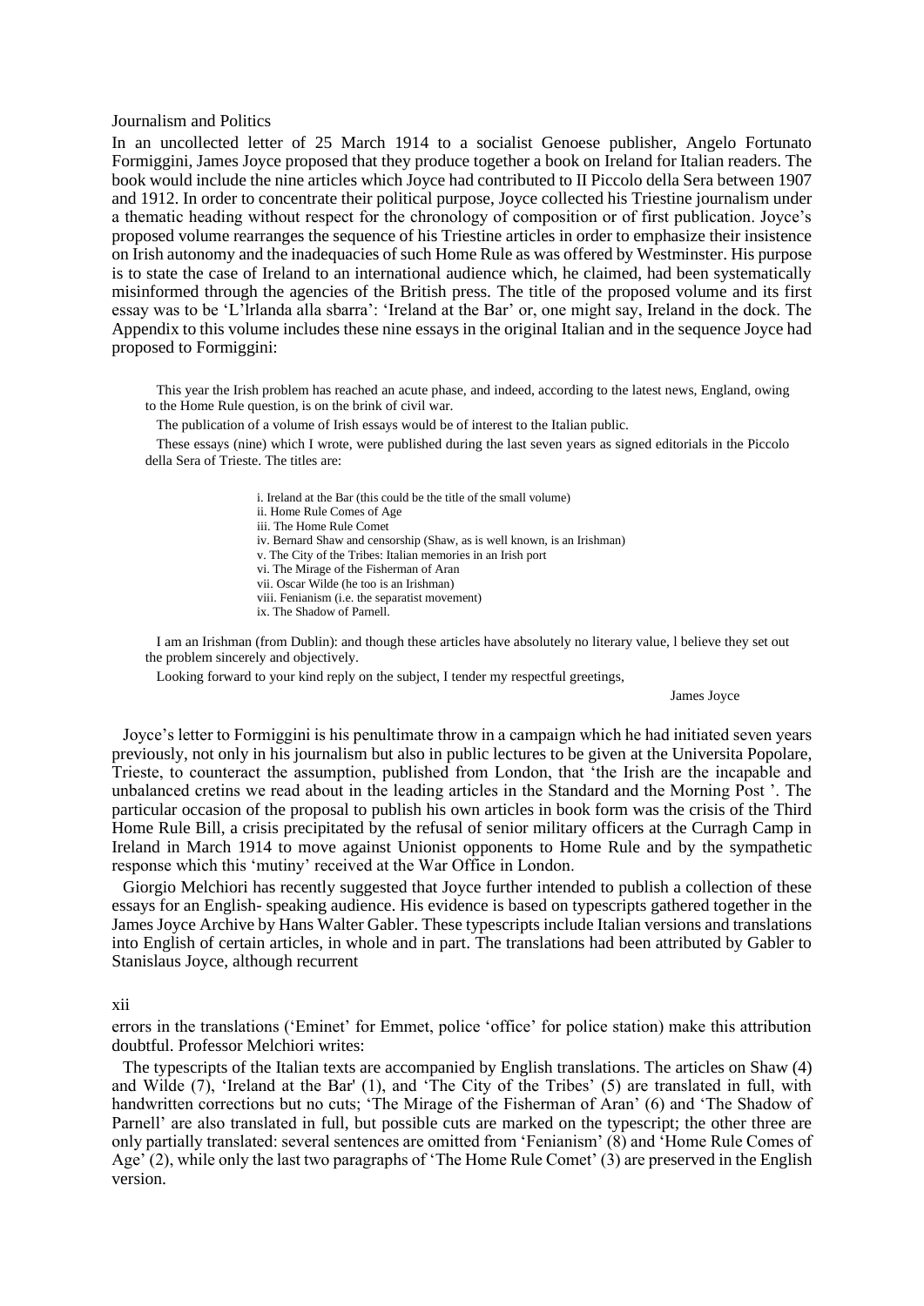Journalism and Politics

In an uncollected letter of 25 March 1914 to a socialist Genoese publisher, Angelo Fortunato Formiggini, James Joyce proposed that they produce together a book on Ireland for Italian readers. The book would include the nine articles which Joyce had contributed to Il Piccolo della Sera between 1907 and 1912. In order to concentrate their political purpose, Joyce collected his Triestine journalism under a thematic heading without respect for the chronology of composition or of first publication. Joyce's proposed volume rearranges the sequence of his Triestine articles in order to emphasize their insistence on Irish autonomy and the inadequacies of such Home Rule as was offered by Westminster. His purpose is to state the case of Ireland to an international audience which, he claimed, had been systematically misinformed through the agencies of the British press. The title of the proposed volume and its first essay was to be 'L'lrlanda alla sbarra': 'Ireland at the Bar' or, one might say, Ireland in the dock. The Appendix to this volume includes these nine essays in the original Italian and in the sequence Joyce had proposed to Formiggini:

> This year the Irish problem has reached an acute phase, and indeed, according to the latest news, England, owing to the Home Rule question, is on the brink of civil war.
>
> The publication of a volume of Irish essays would be of interest to the Italian public.
>
> These essays (nine) which I wrote, were published during the last seven years as signed editorials in the Piccolo della Sera of Trieste. The titles are:
>
> i. Ireland at the Bar (this could be the title of the small volume)
> ii. Home Rule Comes of Age
> iii. The Home Rule Comet
> iv. Bernard Shaw and censorship (Shaw, as is well known, is an Irishman)
> v. The City of the Tribes: Italian memories in an Irish port
> vi. The Mirage of the Fisherman of Aran
> vii. Oscar Wilde (he too is an Irishman)
> viii. Fenianism (i.e. the separatist movement)
> ix. The Shadow of Parnell.
>
> I am an Irishman (from Dublin): and though these articles have absolutely no literary value, l believe they set out the problem sincerely and objectively.
>
> Looking forward to your kind reply on the subject, I tender my respectful greetings,
>
> James Joyce

Joyce's letter to Formiggini is his penultimate throw in a campaign which he had initiated seven years previously, not only in his journalism but also in public lectures to be given at the Universita Popolare, Trieste, to counteract the assumption, published from London, that 'the Irish are the incapable and unbalanced cretins we read about in the leading articles in the Standard and the Morning Post '. The particular occasion of the proposal to publish his own articles in book form was the crisis of the Third Home Rule Bill, a crisis precipitated by the refusal of senior military officers at the Curragh Camp in Ireland in March 1914 to move against Unionist opponents to Home Rule and by the sympathetic response which this 'mutiny' received at the War Office in London.

Giorgio Melchiori has recently suggested that Joyce further intended to publish a collection of these essays for an English- speaking audience. His evidence is based on typescripts gathered together in the James Joyce Archive by Hans Walter Gabler. These typescripts include Italian versions and translations into English of certain articles, in whole and in part. The translations had been attributed by Gabler to Stanislaus Joyce, although recurrent errors in the translations ('Eminet' for Emmet, police 'office' for police station) make this attribution doubtful. Professor Melchiori writes:

> The typescripts of the Italian texts are accompanied by English translations. The articles on Shaw (4) and Wilde (7), 'Ireland at the Bar' (1), and 'The City of the Tribes' (5) are translated in full, with handwritten corrections but no cuts; 'The Mirage of the Fisherman of Aran' (6) and 'The Shadow of Parnell' are also translated in full, but possible cuts are marked on the typescript; the other three are only partially translated: several sentences are omitted from 'Fenianism' (8) and 'Home Rule Comes of Age' (2), while only the last two paragraphs of 'The Home Rule Comet' (3) are preserved in the English version.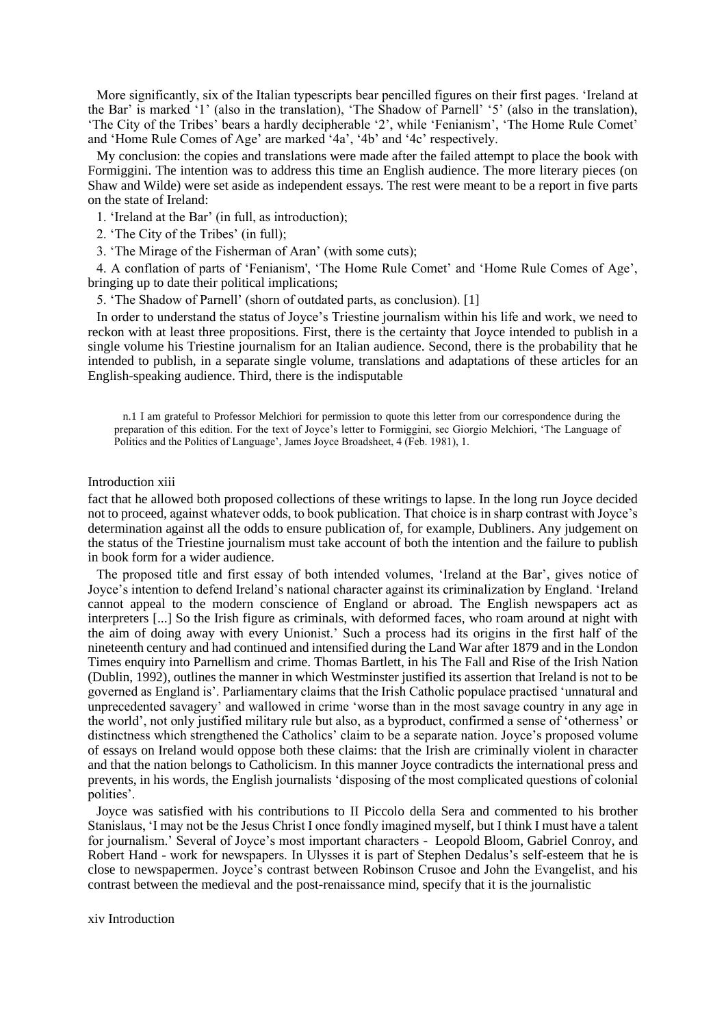More significantly, six of the Italian typescripts bear pencilled figures on their first pages. 'Ireland at the Bar' is marked '1' (also in the translation), 'The Shadow of Parnell' '5' (also in the translation), 'The City of the Tribes' bears a hardly decipherable '2', while 'Fenianism', 'The Home Rule Comet' and 'Home Rule Comes of Age' are marked '4a', '4b' and '4c' respectively.

My conclusion: the copies and translations were made after the failed attempt to place the book with Formiggini. The intention was to address this time an English audience. The more literary pieces (on Shaw and Wilde) were set aside as independent essays. The rest were meant to be a report in five parts on the state of Ireland:

1. 'Ireland at the Bar' (in full, as introduction);
2. 'The City of the Tribes' (in full);
3. 'The Mirage of the Fisherman of Aran' (with some cuts);
4. A conflation of parts of 'Fenianism', 'The Home Rule Comet' and 'Home Rule Comes of Age', bringing up to date their political implications;
5. 'The Shadow of Parnell' (shorn of outdated parts, as conclusion). [1]

In order to understand the status of Joyce's Triestine journalism within his life and work, we need to reckon with at least three propositions. First, there is the certainty that Joyce intended to publish in a single volume his Triestine journalism for an Italian audience. Second, there is the probability that he intended to publish, in a separate single volume, translations and adaptations of these articles for an English-speaking audience. Third, there is the indisputable

n.1 I am grateful to Professor Melchiori for permission to quote this letter from our correspondence during the preparation of this edition. For the text of Joyce's letter to Formiggini, sec Giorgio Melchiori, 'The Language of Politics and the Politics of Language', James Joyce Broadsheet, 4 (Feb. 1981), 1.

fact that he allowed both proposed collections of these writings to lapse. In the long run Joyce decided not to proceed, against whatever odds, to book publication. That choice is in sharp contrast with Joyce's determination against all the odds to ensure publication of, for example, Dubliners. Any judgement on the status of the Triestine journalism must take account of both the intention and the failure to publish in book form for a wider audience.

The proposed title and first essay of both intended volumes, 'Ireland at the Bar', gives notice of Joyce's intention to defend Ireland's national character against its criminalization by England. 'Ireland cannot appeal to the modern conscience of England or abroad. The English newspapers act as interpreters [...] So the Irish figure as criminals, with deformed faces, who roam around at night with the aim of doing away with every Unionist.' Such a process had its origins in the first half of the nineteenth century and had continued and intensified during the Land War after 1879 and in the London Times enquiry into Parnellism and crime. Thomas Bartlett, in his The Fall and Rise of the Irish Nation (Dublin, 1992), outlines the manner in which Westminster justified its assertion that Ireland is not to be governed as England is'. Parliamentary claims that the Irish Catholic populace practised 'unnatural and unprecedented savagery' and wallowed in crime 'worse than in the most savage country in any age in the world', not only justified military rule but also, as a byproduct, confirmed a sense of 'otherness' or distinctness which strengthened the Catholics' claim to be a separate nation. Joyce's proposed volume of essays on Ireland would oppose both these claims: that the Irish are criminally violent in character and that the nation belongs to Catholicism. In this manner Joyce contradicts the international press and prevents, in his words, the English journalists 'disposing of the most complicated questions of colonial polities'.

Joyce was satisfied with his contributions to II Piccolo della Sera and commented to his brother Stanislaus, 'I may not be the Jesus Christ I once fondly imagined myself, but I think I must have a talent for journalism.' Several of Joyce's most important characters - Leopold Bloom, Gabriel Conroy, and Robert Hand - work for newspapers. In Ulysses it is part of Stephen Dedalus's self-esteem that he is close to newspapermen. Joyce's contrast between Robinson Crusoe and John the Evangelist, and his contrast between the medieval and the post-renaissance mind, specify that it is the journalistic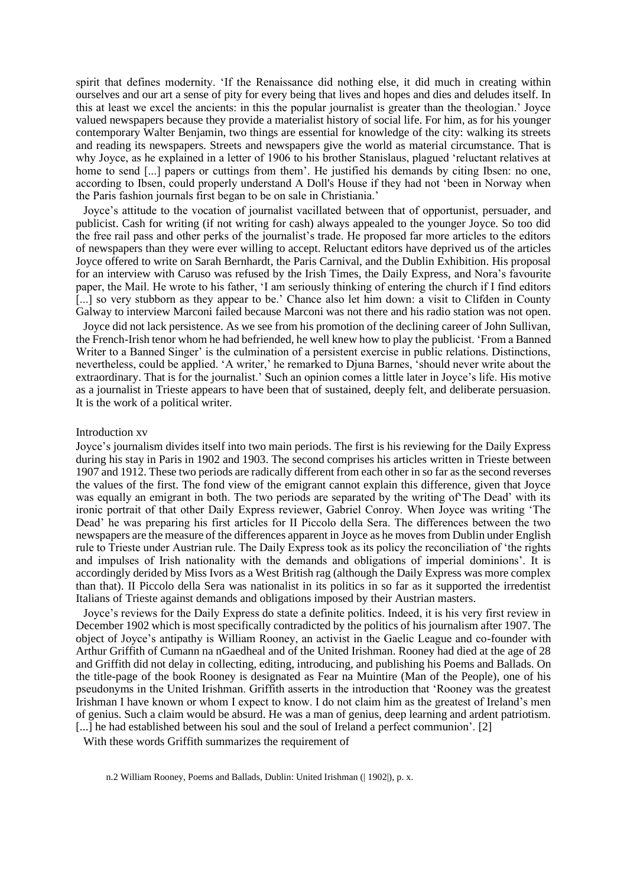spirit that defines modernity. 'If the Renaissance did nothing else, it did much in creating within ourselves and our art a sense of pity for every being that lives and hopes and dies and deludes itself. In this at least we excel the ancients: in this the popular journalist is greater than the theologian.' Joyce valued newspapers because they provide a materialist history of social life. For him, as for his younger contemporary Walter Benjamin, two things are essential for knowledge of the city: walking its streets and reading its newspapers. Streets and newspapers give the world as material circumstance. That is why Joyce, as he explained in a letter of 1906 to his brother Stanislaus, plagued 'reluctant relatives at home to send [...] papers or cuttings from them'. He justified his demands by citing Ibsen: no one, according to Ibsen, could properly understand A Doll's House if they had not 'been in Norway when the Paris fashion journals first began to be on sale in Christiania.'

Joyce's attitude to the vocation of journalist vacillated between that of opportunist, persuader, and publicist. Cash for writing (if not writing for cash) always appealed to the younger Joyce. So too did the free rail pass and other perks of the journalist's trade. He proposed far more articles to the editors of newspapers than they were ever willing to accept. Reluctant editors have deprived us of the articles Joyce offered to write on Sarah Bernhardt, the Paris Carnival, and the Dublin Exhibition. His proposal for an interview with Caruso was refused by the Irish Times, the Daily Express, and Nora's favourite paper, the Mail. He wrote to his father, 'I am seriously thinking of entering the church if I find editors [...] so very stubborn as they appear to be.' Chance also let him down: a visit to Clifden in County Galway to interview Marconi failed because Marconi was not there and his radio station was not open.

Joyce did not lack persistence. As we see from his promotion of the declining career of John Sullivan, the French-Irish tenor whom he had befriended, he well knew how to play the publicist. 'From a Banned Writer to a Banned Singer' is the culmination of a persistent exercise in public relations. Distinctions, nevertheless, could be applied. 'A writer,' he remarked to Djuna Barnes, 'should never write about the extraordinary. That is for the journalist.' Such an opinion comes a little later in Joyce's life. His motive as a journalist in Trieste appears to have been that of sustained, deeply felt, and deliberate persuasion. It is the work of a political writer.

Introduction xv

Joyce's journalism divides itself into two main periods. The first is his reviewing for the Daily Express during his stay in Paris in 1902 and 1903. The second comprises his articles written in Trieste between 1907 and 1912. These two periods are radically different from each other in so far as the second reverses the values of the first. The fond view of the emigrant cannot explain this difference, given that Joyce was equally an emigrant in both. The two periods are separated by the writing of'The Dead' with its ironic portrait of that other Daily Express reviewer, Gabriel Conroy. When Joyce was writing 'The Dead' he was preparing his first articles for II Piccolo della Sera. The differences between the two newspapers are the measure of the differences apparent in Joyce as he moves from Dublin under English rule to Trieste under Austrian rule. The Daily Express took as its policy the reconciliation of 'the rights and impulses of Irish nationality with the demands and obligations of imperial dominions'. It is accordingly derided by Miss Ivors as a West British rag (although the Daily Express was more complex than that). II Piccolo della Sera was nationalist in its politics in so far as it supported the irredentist Italians of Trieste against demands and obligations imposed by their Austrian masters.

Joyce's reviews for the Daily Express do state a definite politics. Indeed, it is his very first review in December 1902 which is most specifically contradicted by the politics of his journalism after 1907. The object of Joyce's antipathy is William Rooney, an activist in the Gaelic League and co-founder with Arthur Griffith of Cumann na nGaedheal and of the United Irishman. Rooney had died at the age of 28 and Griffith did not delay in collecting, editing, introducing, and publishing his Poems and Ballads. On the title-page of the book Rooney is designated as Fear na Muintire (Man of the People), one of his pseudonyms in the United Irishman. Griffith asserts in the introduction that 'Rooney was the greatest Irishman I have known or whom I expect to know. I do not claim him as the greatest of Ireland's men of genius. Such a claim would be absurd. He was a man of genius, deep learning and ardent patriotism. [...] he had established between his soul and the soul of Ireland a perfect communion'. [2]

With these words Griffith summarizes the requirement of

n.2 William Rooney, Poems and Ballads, Dublin: United Irishman (| 1902|), p. x.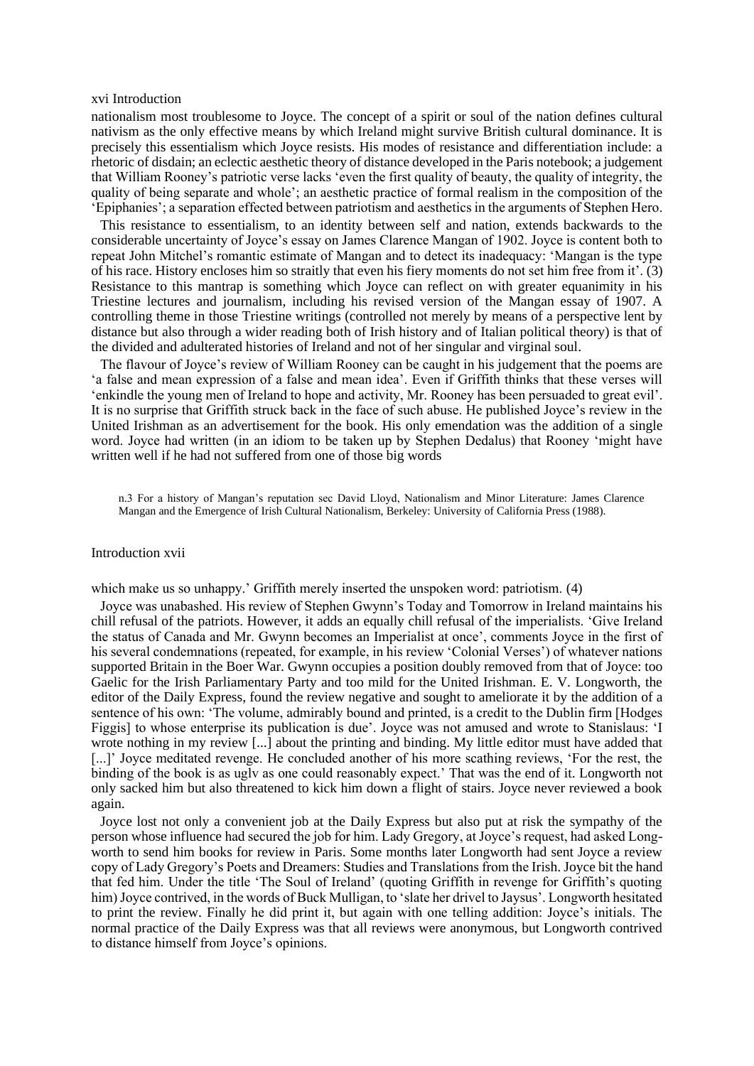nationalism most troublesome to Joyce. The concept of a spirit or soul of the nation defines cultural nativism as the only effective means by which Ireland might survive British cultural dominance. It is precisely this essentialism which Joyce resists. His modes of resistance and differentiation include: a rhetoric of disdain; an eclectic aesthetic theory of distance developed in the Paris notebook; a judgement that William Rooney's patriotic verse lacks 'even the first quality of beauty, the quality of integrity, the quality of being separate and whole'; an aesthetic practice of formal realism in the composition of the 'Epiphanies'; a separation effected between patriotism and aesthetics in the arguments of Stephen Hero.

This resistance to essentialism, to an identity between self and nation, extends backwards to the considerable uncertainty of Joyce's essay on James Clarence Mangan of 1902. Joyce is content both to repeat John Mitchel's romantic estimate of Mangan and to detect its inadequacy: 'Mangan is the type of his race. History encloses him so straitly that even his fiery moments do not set him free from it'. (3) Resistance to this mantrap is something which Joyce can reflect on with greater equanimity in his Triestine lectures and journalism, including his revised version of the Mangan essay of 1907. A controlling theme in those Triestine writings (controlled not merely by means of a perspective lent by distance but also through a wider reading both of Irish history and of Italian political theory) is that of the divided and adulterated histories of Ireland and not of her singular and virginal soul.

The flavour of Joyce's review of William Rooney can be caught in his judgement that the poems are 'a false and mean expression of a false and mean idea'. Even if Griffith thinks that these verses will 'enkindle the young men of Ireland to hope and activity, Mr. Rooney has been persuaded to great evil'. It is no surprise that Griffith struck back in the face of such abuse. He published Joyce's review in the United Irishman as an advertisement for the book. His only emendation was the addition of a single word. Joyce had written (in an idiom to be taken up by Stephen Dedalus) that Rooney 'might have written well if he had not suffered from one of those big words which make us so unhappy.' Griffith merely inserted the unspoken word: patriotism. (4)

n.3 For a history of Mangan's reputation sec David Lloyd, Nationalism and Minor Literature: James Clarence Mangan and the Emergence of Irish Cultural Nationalism, Berkeley: University of California Press (1988).

Joyce was unabashed. His review of Stephen Gwynn's Today and Tomorrow in Ireland maintains his chill refusal of the patriots. However, it adds an equally chill refusal of the imperialists. 'Give Ireland the status of Canada and Mr. Gwynn becomes an Imperialist at once', comments Joyce in the first of his several condemnations (repeated, for example, in his review 'Colonial Verses') of whatever nations supported Britain in the Boer War. Gwynn occupies a position doubly removed from that of Joyce: too Gaelic for the Irish Parliamentary Party and too mild for the United Irishman. E. V. Longworth, the editor of the Daily Express, found the review negative and sought to ameliorate it by the addition of a sentence of his own: 'The volume, admirably bound and printed, is a credit to the Dublin firm [Hodges Figgis] to whose enterprise its publication is due'. Joyce was not amused and wrote to Stanislaus: 'I wrote nothing in my review [...] about the printing and binding. My little editor must have added that [...]' Joyce meditated revenge. He concluded another of his more scathing reviews, 'For the rest, the binding of the book is as uglv as one could reasonably expect.' That was the end of it. Longworth not only sacked him but also threatened to kick him down a flight of stairs. Joyce never reviewed a book again.

Joyce lost not only a convenient job at the Daily Express but also put at risk the sympathy of the person whose influence had secured the job for him. Lady Gregory, at Joyce's request, had asked Longworth to send him books for review in Paris. Some months later Longworth had sent Joyce a review copy of Lady Gregory's Poets and Dreamers: Studies and Translations from the Irish. Joyce bit the hand that fed him. Under the title 'The Soul of Ireland' (quoting Griffith in revenge for Griffith's quoting him) Joyce contrived, in the words of Buck Mulligan, to 'slate her drivel to Jaysus'. Longworth hesitated to print the review. Finally he did print it, but again with one telling addition: Joyce's initials. The normal practice of the Daily Express was that all reviews were anonymous, but Longworth contrived to distance himself from Joyce's opinions.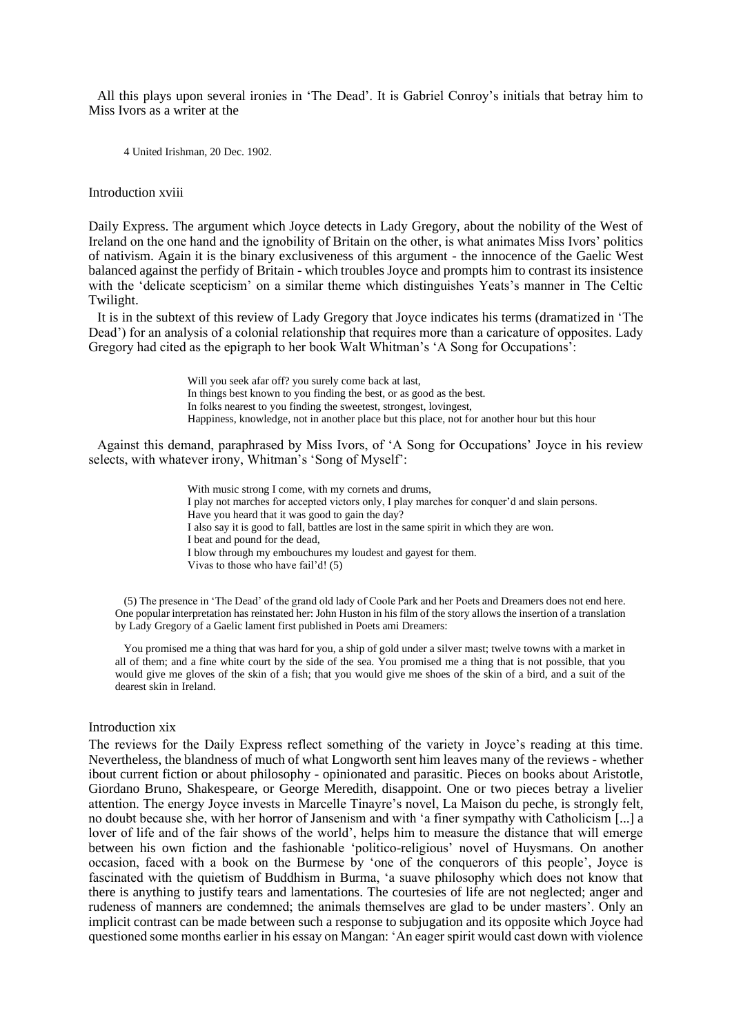All this plays upon several ironies in 'The Dead'. It is Gabriel Conroy's initials that betray him to Miss Ivors as a writer at the

4 United Irishman, 20 Dec. 1902.

Daily Express. The argument which Joyce detects in Lady Gregory, about the nobility of the West of Ireland on the one hand and the ignobility of Britain on the other, is what animates Miss Ivors' politics of nativism. Again it is the binary exclusiveness of this argument - the innocence of the Gaelic West balanced against the perfidy of Britain - which troubles Joyce and prompts him to contrast its insistence with the 'delicate scepticism' on a similar theme which distinguishes Yeats's manner in The Celtic Twilight.

It is in the subtext of this review of Lady Gregory that Joyce indicates his terms (dramatized in 'The Dead') for an analysis of a colonial relationship that requires more than a caricature of opposites. Lady Gregory had cited as the epigraph to her book Walt Whitman's 'A Song for Occupations':

> Will you seek afar off? you surely come back at last,
> In things best known to you finding the best, or as good as the best.
> In folks nearest to you finding the sweetest, strongest, lovingest,
> Happiness, knowledge, not in another place but this place, not for another hour but this hour

Against this demand, paraphrased by Miss Ivors, of 'A Song for Occupations' Joyce in his review selects, with whatever irony, Whitman's 'Song of Myself':

> With music strong I come, with my cornets and drums,
> I play not marches for accepted victors only, I play marches for conquer'd and slain persons.
> Have you heard that it was good to gain the day?
> I also say it is good to fall, battles are lost in the same spirit in which they are won.
> I beat and pound for the dead,
> I blow through my embouchures my loudest and gayest for them.
> Vivas to those who have fail'd! (5)

(5) The presence in 'The Dead' of the grand old lady of Coole Park and her Poets and Dreamers does not end here. One popular interpretation has reinstated her: John Huston in his film of the story allows the insertion of a translation by Lady Gregory of a Gaelic lament first published in Poets ami Dreamers:

You promised me a thing that was hard for you, a ship of gold under a silver mast; twelve towns with a market in all of them; and a fine white court by the side of the sea. You promised me a thing that is not possible, that you would give me gloves of the skin of a fish; that you would give me shoes of the skin of a bird, and a suit of the dearest skin in Ireland.

The reviews for the Daily Express reflect something of the variety in Joyce's reading at this time. Nevertheless, the blandness of much of what Longworth sent him leaves many of the reviews - whether ibout current fiction or about philosophy - opinionated and parasitic. Pieces on books about Aristotle, Giordano Bruno, Shakespeare, or George Meredith, disappoint. One or two pieces betray a livelier attention. The energy Joyce invests in Marcelle Tinayre's novel, La Maison du peche, is strongly felt, no doubt because she, with her horror of Jansenism and with 'a finer sympathy with Catholicism [...] a lover of life and of the fair shows of the world', helps him to measure the distance that will emerge between his own fiction and the fashionable 'politico-religious' novel of Huysmans. On another occasion, faced with a book on the Burmese by 'one of the conquerors of this people', Joyce is fascinated with the quietism of Buddhism in Burma, 'a suave philosophy which does not know that there is anything to justify tears and lamentations. The courtesies of life are not neglected; anger and rudeness of manners are condemned; the animals themselves are glad to be under masters'. Only an implicit contrast can be made between such a response to subjugation and its opposite which Joyce had questioned some months earlier in his essay on Mangan: 'An eager spirit would cast down with violence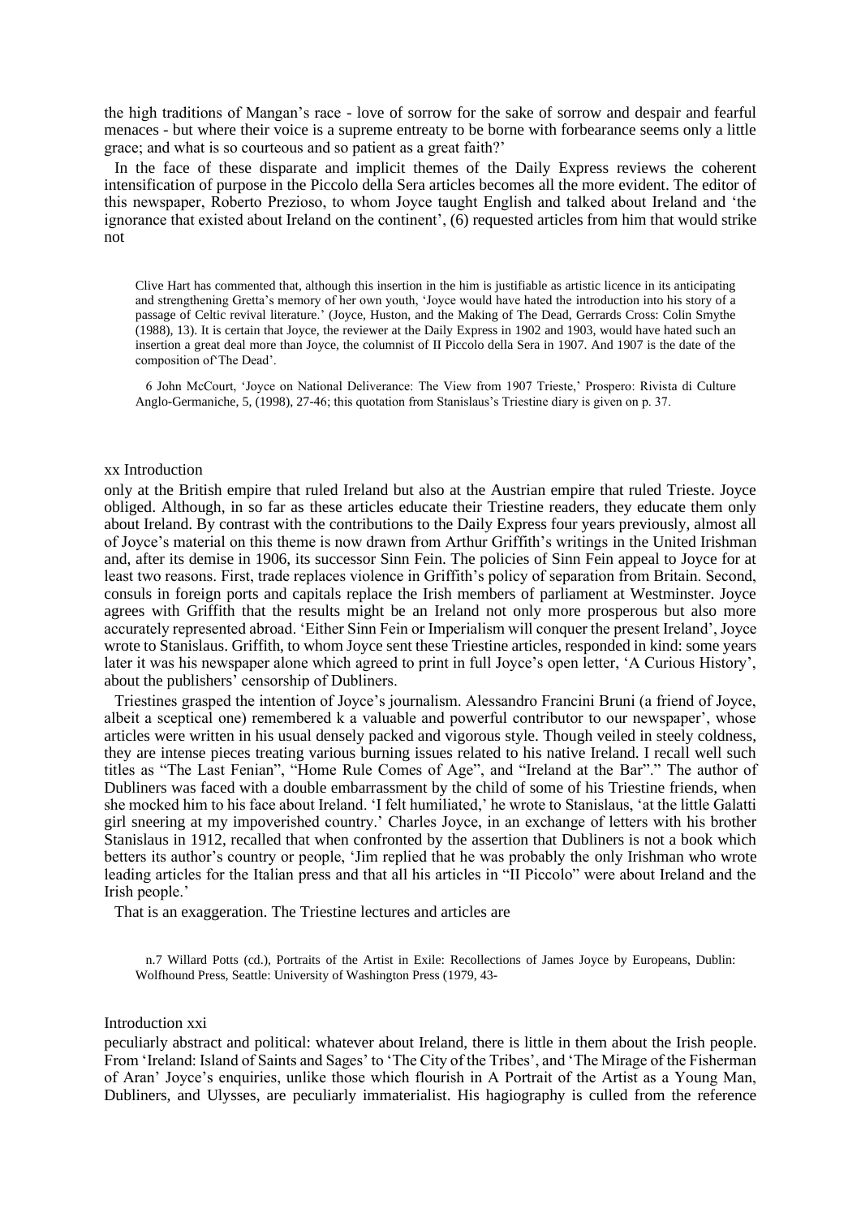the high traditions of Mangan's race - love of sorrow for the sake of sorrow and despair and fearful menaces - but where their voice is a supreme entreaty to be borne with forbearance seems only a little grace; and what is so courteous and so patient as a great faith?'

In the face of these disparate and implicit themes of the Daily Express reviews the coherent intensification of purpose in the Piccolo della Sera articles becomes all the more evident. The editor of this newspaper, Roberto Prezioso, to whom Joyce taught English and talked about Ireland and 'the ignorance that existed about Ireland on the continent', (6) requested articles from him that would strike not

Clive Hart has commented that, although this insertion in the him is justifiable as artistic licence in its anticipating and strengthening Gretta's memory of her own youth, 'Joyce would have hated the introduction into his story of a passage of Celtic revival literature.' (Joyce, Huston, and the Making of The Dead, Gerrards Cross: Colin Smythe (1988), 13). It is certain that Joyce, the reviewer at the Daily Express in 1902 and 1903, would have hated such an insertion a great deal more than Joyce, the columnist of II Piccolo della Sera in 1907. And 1907 is the date of the composition of'The Dead'.

6 John McCourt, 'Joyce on National Deliverance: The View from 1907 Trieste,' Prospero: Rivista di Culture Anglo-Germaniche, 5, (1998), 27-46; this quotation from Stanislaus's Triestine diary is given on p. 37.

only at the British empire that ruled Ireland but also at the Austrian empire that ruled Trieste. Joyce obliged. Although, in so far as these articles educate their Triestine readers, they educate them only about Ireland. By contrast with the contributions to the Daily Express four years previously, almost all of Joyce's material on this theme is now drawn from Arthur Griffith's writings in the United Irishman and, after its demise in 1906, its successor Sinn Fein. The policies of Sinn Fein appeal to Joyce for at least two reasons. First, trade replaces violence in Griffith's policy of separation from Britain. Second, consuls in foreign ports and capitals replace the Irish members of parliament at Westminster. Joyce agrees with Griffith that the results might be an Ireland not only more prosperous but also more accurately represented abroad. 'Either Sinn Fein or Imperialism will conquer the present Ireland', Joyce wrote to Stanislaus. Griffith, to whom Joyce sent these Triestine articles, responded in kind: some years later it was his newspaper alone which agreed to print in full Joyce's open letter, 'A Curious History', about the publishers' censorship of Dubliners.

Triestines grasped the intention of Joyce's journalism. Alessandro Francini Bruni (a friend of Joyce, albeit a sceptical one) remembered k a valuable and powerful contributor to our newspaper', whose articles were written in his usual densely packed and vigorous style. Though veiled in steely coldness, they are intense pieces treating various burning issues related to his native Ireland. I recall well such titles as "The Last Fenian", "Home Rule Comes of Age", and "Ireland at the Bar"." The author of Dubliners was faced with a double embarrassment by the child of some of his Triestine friends, when she mocked him to his face about Ireland. 'I felt humiliated,' he wrote to Stanislaus, 'at the little Galatti girl sneering at my impoverished country.' Charles Joyce, in an exchange of letters with his brother Stanislaus in 1912, recalled that when confronted by the assertion that Dubliners is not a book which betters its author's country or people, 'Jim replied that he was probably the only Irishman who wrote leading articles for the Italian press and that all his articles in "II Piccolo" were about Ireland and the Irish people.'

That is an exaggeration. The Triestine lectures and articles are

n.7 Willard Potts (cd.), Portraits of the Artist in Exile: Recollections of James Joyce by Europeans, Dublin: Wolfhound Press, Seattle: University of Washington Press (1979, 43-

peculiarly abstract and political: whatever about Ireland, there is little in them about the Irish people. From 'Ireland: Island of Saints and Sages' to 'The City of the Tribes', and 'The Mirage of the Fisherman of Aran' Joyce's enquiries, unlike those which flourish in A Portrait of the Artist as a Young Man, Dubliners, and Ulysses, are peculiarly immaterialist. His hagiography is culled from the reference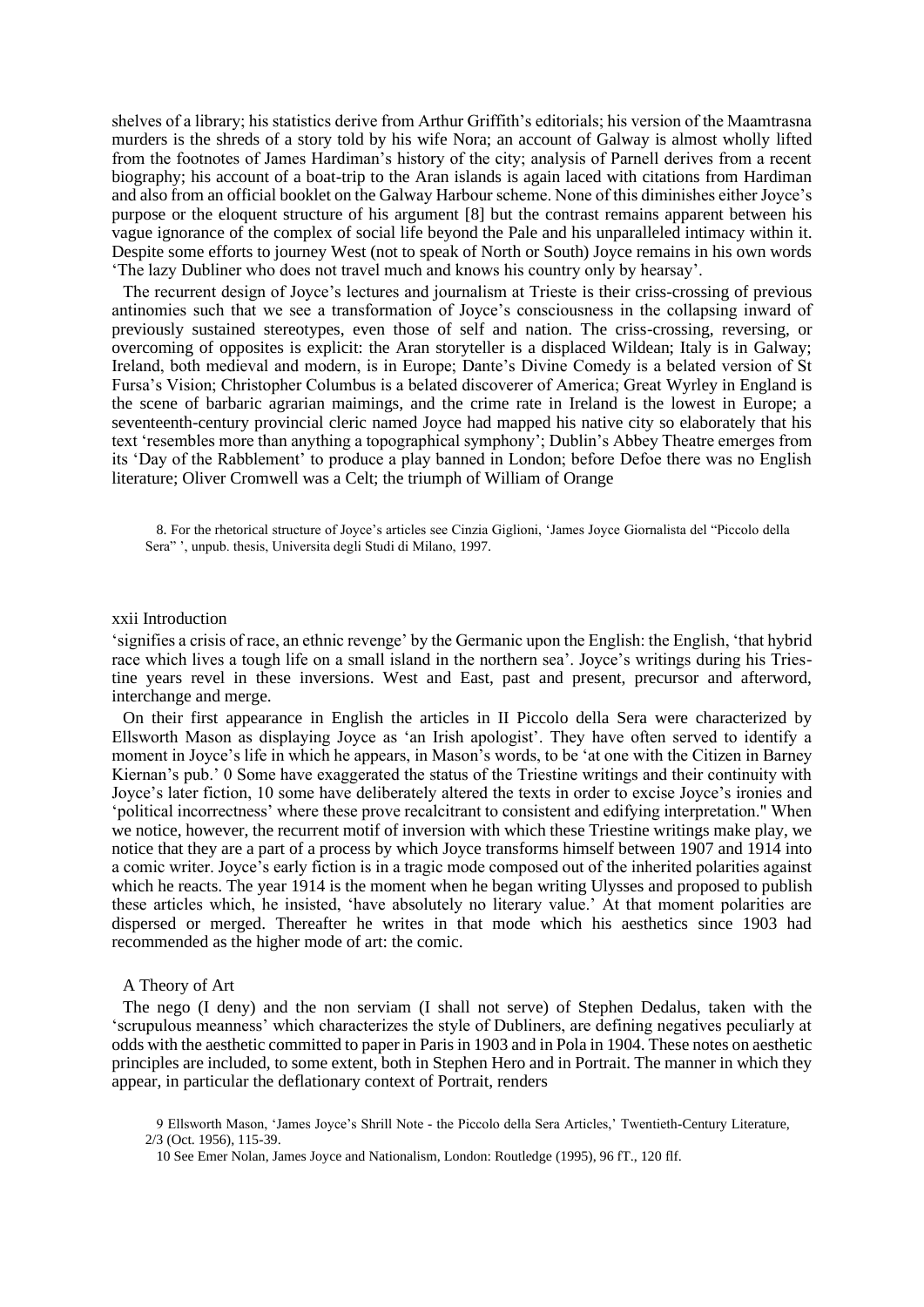shelves of a library; his statistics derive from Arthur Griffith's editorials; his version of the Maamtrasna murders is the shreds of a story told by his wife Nora; an account of Galway is almost wholly lifted from the footnotes of James Hardiman's history of the city; analysis of Parnell derives from a recent biography; his account of a boat-trip to the Aran islands is again laced with citations from Hardiman and also from an official booklet on the Galway Harbour scheme. None of this diminishes either Joyce's purpose or the eloquent structure of his argument [8] but the contrast remains apparent between his vague ignorance of the complex of social life beyond the Pale and his unparalleled intimacy within it. Despite some efforts to journey West (not to speak of North or South) Joyce remains in his own words 'The lazy Dubliner who does not travel much and knows his country only by hearsay'.

The recurrent design of Joyce's lectures and journalism at Trieste is their criss-crossing of previous antinomies such that we see a transformation of Joyce's consciousness in the collapsing inward of previously sustained stereotypes, even those of self and nation. The criss-crossing, reversing, or overcoming of opposites is explicit: the Aran storyteller is a displaced Wildean; Italy is in Galway; Ireland, both medieval and modern, is in Europe; Dante's Divine Comedy is a belated version of St Fursa's Vision; Christopher Columbus is a belated discoverer of America; Great Wyrley in England is the scene of barbaric agrarian maimings, and the crime rate in Ireland is the lowest in Europe; a seventeenth-century provincial cleric named Joyce had mapped his native city so elaborately that his text 'resembles more than anything a topographical symphony'; Dublin's Abbey Theatre emerges from its 'Day of the Rabblement' to produce a play banned in London; before Defoe there was no English literature; Oliver Cromwell was a Celt; the triumph of William of Orange

8. For the rhetorical structure of Joyce's articles see Cinzia Giglioni, 'James Joyce Giornalista del "Piccolo della Sera" ', unpub. thesis, Universita degli Studi di Milano, 1997.

'signifies a crisis of race, an ethnic revenge' by the Germanic upon the English: the English, 'that hybrid race which lives a tough life on a small island in the northern sea'. Joyce's writings during his Triestine years revel in these inversions. West and East, past and present, precursor and afterword, interchange and merge.

On their first appearance in English the articles in Il Piccolo della Sera were characterized by Ellsworth Mason as displaying Joyce as 'an Irish apologist'. They have often served to identify a moment in Joyce's life in which he appears, in Mason's words, to be 'at one with the Citizen in Barney Kiernan's pub.' [9] Some have exaggerated the status of the Triestine writings and their continuity with Joyce's later fiction, [10] some have deliberately altered the texts in order to excise Joyce's ironies and 'political incorrectness' where these prove recalcitrant to consistent and edifying interpretation." When we notice, however, the recurrent motif of inversion with which these Triestine writings make play, we notice that they are a part of a process by which Joyce transforms himself between 1907 and 1914 into a comic writer. Joyce's early fiction is in a tragic mode composed out of the inherited polarities against which he reacts. The year 1914 is the moment when he began writing Ulysses and proposed to publish these articles which, he insisted, 'have absolutely no literary value.' At that moment polarities are dispersed or merged. Thereafter he writes in that mode which his aesthetics since 1903 had recommended as the higher mode of art: the comic.

## A Theory of Art

The nego (I deny) and the non serviam (I shall not serve) of Stephen Dedalus, taken with the 'scrupulous meanness' which characterizes the style of Dubliners, are defining negatives peculiarly at odds with the aesthetic committed to paper in Paris in 1903 and in Pola in 1904. These notes on aesthetic principles are included, to some extent, both in Stephen Hero and in Portrait. The manner in which they appear, in particular the deflationary context of Portrait, renders

9 Ellsworth Mason, 'James Joyce's Shrill Note - the Piccolo della Sera Articles,' Twentieth-Century Literature, 2/3 (Oct. 1956), 115-39.

10 See Emer Nolan, James Joyce and Nationalism, London: Routledge (1995), 96 fT., 120 flf.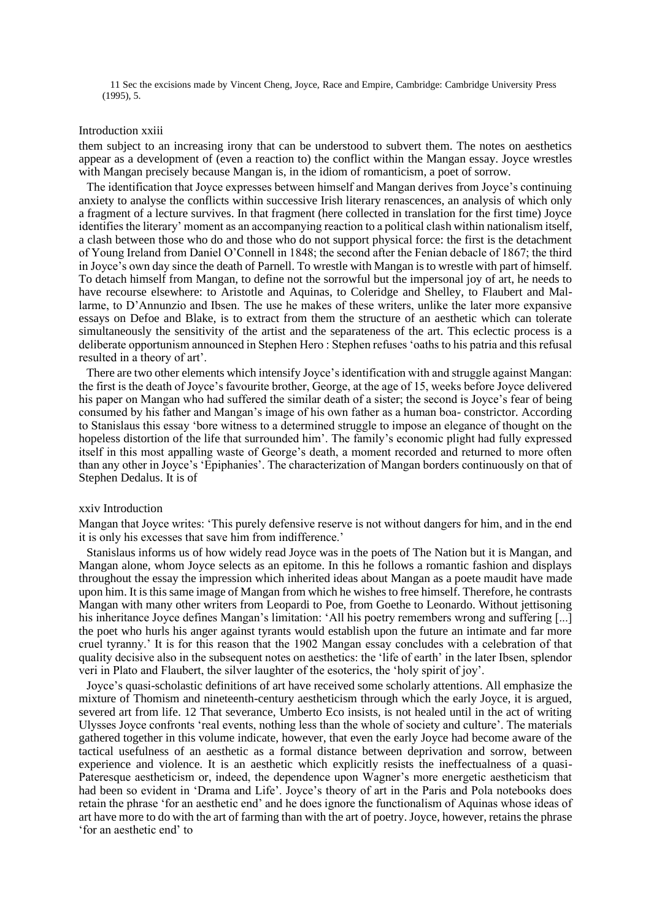11 Sec the excisions made by Vincent Cheng, Joyce, Race and Empire, Cambridge: Cambridge University Press (1995), 5.

them subject to an increasing irony that can be understood to subvert them. The notes on aesthetics appear as a development of (even a reaction to) the conflict within the Mangan essay. Joyce wrestles with Mangan precisely because Mangan is, in the idiom of romanticism, a poet of sorrow.

The identification that Joyce expresses between himself and Mangan derives from Joyce's continuing anxiety to analyse the conflicts within successive Irish literary renascences, an analysis of which only a fragment of a lecture survives. In that fragment (here collected in translation for the first time) Joyce identifies the literary' moment as an accompanying reaction to a political clash within nationalism itself, a clash between those who do and those who do not support physical force: the first is the detachment of Young Ireland from Daniel O'Connell in 1848; the second after the Fenian debacle of 1867; the third in Joyce's own day since the death of Parnell. To wrestle with Mangan is to wrestle with part of himself. To detach himself from Mangan, to define not the sorrowful but the impersonal joy of art, he needs to have recourse elsewhere: to Aristotle and Aquinas, to Coleridge and Shelley, to Flaubert and Mallarme, to D'Annunzio and Ibsen. The use he makes of these writers, unlike the later more expansive essays on Defoe and Blake, is to extract from them the structure of an aesthetic which can tolerate simultaneously the sensitivity of the artist and the separateness of the art. This eclectic process is a deliberate opportunism announced in Stephen Hero : Stephen refuses 'oaths to his patria and this refusal resulted in a theory of art'.

There are two other elements which intensify Joyce's identification with and struggle against Mangan: the first is the death of Joyce's favourite brother, George, at the age of 15, weeks before Joyce delivered his paper on Mangan who had suffered the similar death of a sister; the second is Joyce's fear of being consumed by his father and Mangan's image of his own father as a human boa- constrictor. According to Stanislaus this essay 'bore witness to a determined struggle to impose an elegance of thought on the hopeless distortion of the life that surrounded him'. The family's economic plight had fully expressed itself in this most appalling waste of George's death, a moment recorded and returned to more often than any other in Joyce's 'Epiphanies'. The characterization of Mangan borders continuously on that of Stephen Dedalus. It is of Mangan that Joyce writes: 'This purely defensive reserve is not without dangers for him, and in the end it is only his excesses that save him from indifference.'

Stanislaus informs us of how widely read Joyce was in the poets of The Nation but it is Mangan, and Mangan alone, whom Joyce selects as an epitome. In this he follows a romantic fashion and displays throughout the essay the impression which inherited ideas about Mangan as a poete maudit have made upon him. It is this same image of Mangan from which he wishes to free himself. Therefore, he contrasts Mangan with many other writers from Leopardi to Poe, from Goethe to Leonardo. Without jettisoning his inheritance Joyce defines Mangan's limitation: 'All his poetry remembers wrong and suffering [...] the poet who hurls his anger against tyrants would establish upon the future an intimate and far more cruel tyranny.' It is for this reason that the 1902 Mangan essay concludes with a celebration of that quality decisive also in the subsequent notes on aesthetics: the 'life of earth' in the later Ibsen, splendor veri in Plato and Flaubert, the silver laughter of the esoterics, the 'holy spirit of joy'.

Joyce's quasi-scholastic definitions of art have received some scholarly attentions. All emphasize the mixture of Thomism and nineteenth-century aestheticism through which the early Joyce, it is argued, severed art from life. 12 That severance, Umberto Eco insists, is not healed until in the act of writing Ulysses Joyce confronts 'real events, nothing less than the whole of society and culture'. The materials gathered together in this volume indicate, however, that even the early Joyce had become aware of the tactical usefulness of an aesthetic as a formal distance between deprivation and sorrow, between experience and violence. It is an aesthetic which explicitly resists the ineffectualness of a quasi-Pateresque aestheticism or, indeed, the dependence upon Wagner's more energetic aestheticism that had been so evident in 'Drama and Life'. Joyce's theory of art in the Paris and Pola notebooks does retain the phrase 'for an aesthetic end' and he does ignore the functionalism of Aquinas whose ideas of art have more to do with the art of farming than with the art of poetry. Joyce, however, retains the phrase 'for an aesthetic end' to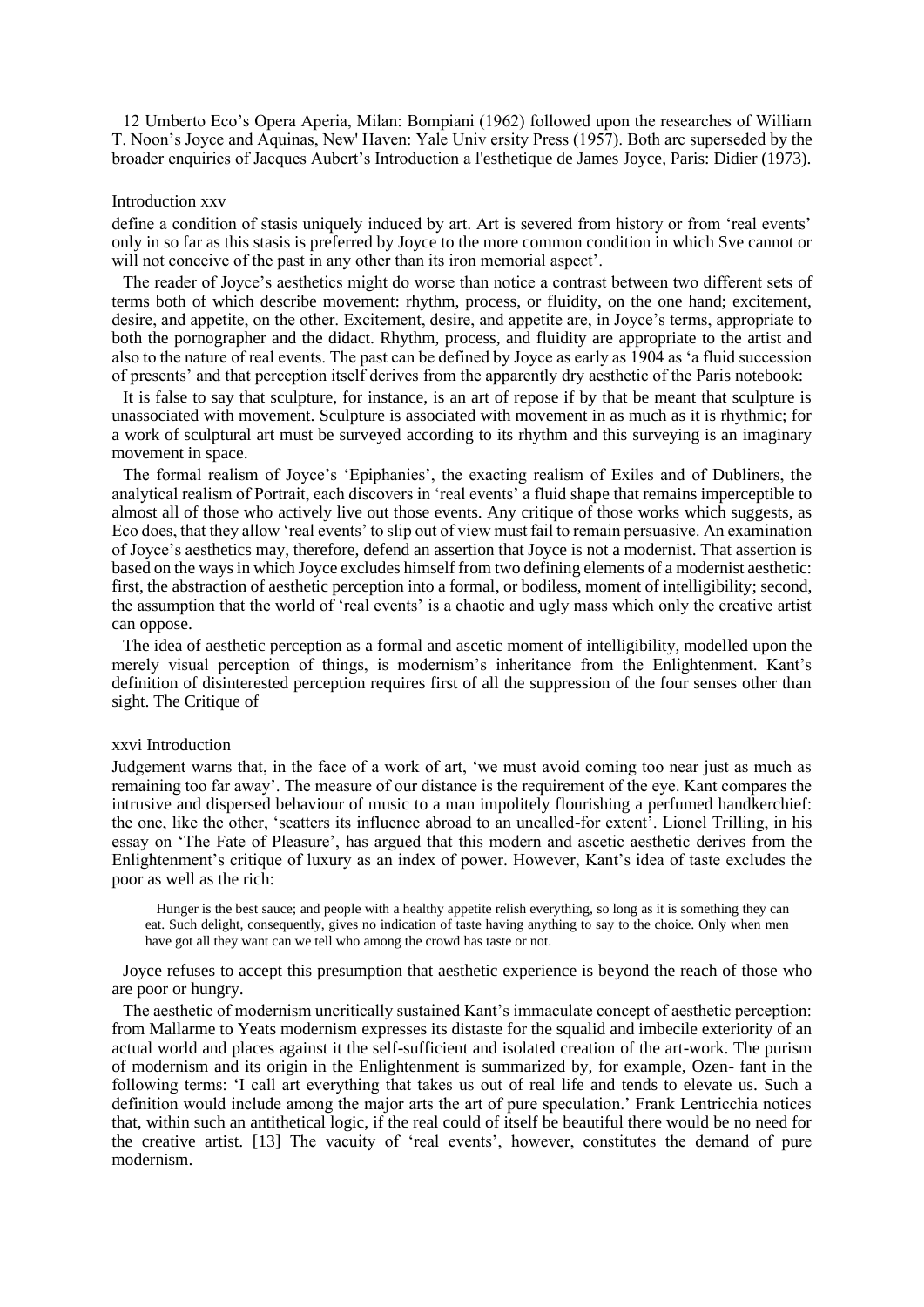12 Umberto Eco's Opera Aperia, Milan: Bompiani (1962) followed upon the researches of William T. Noon's Joyce and Aquinas, New' Haven: Yale Univ ersity Press (1957). Both arc superseded by the broader enquiries of Jacques Aubcrt's Introduction a l'esthetique de James Joyce, Paris: Didier (1973).

define a condition of stasis uniquely induced by art. Art is severed from history or from 'real events' only in so far as this stasis is preferred by Joyce to the more common condition in which Sve cannot or will not conceive of the past in any other than its iron memorial aspect'.

The reader of Joyce's aesthetics might do worse than notice a contrast between two different sets of terms both of which describe movement: rhythm, process, or fluidity, on the one hand; excitement, desire, and appetite, on the other. Excitement, desire, and appetite are, in Joyce's terms, appropriate to both the pornographer and the didact. Rhythm, process, and fluidity are appropriate to the artist and also to the nature of real events. The past can be defined by Joyce as early as 1904 as 'a fluid succession of presents' and that perception itself derives from the apparently dry aesthetic of the Paris notebook:

It is false to say that sculpture, for instance, is an art of repose if by that be meant that sculpture is unassociated with movement. Sculpture is associated with movement in as much as it is rhythmic; for a work of sculptural art must be surveyed according to its rhythm and this surveying is an imaginary movement in space.

The formal realism of Joyce's 'Epiphanies', the exacting realism of Exiles and of Dubliners, the analytical realism of Portrait, each discovers in 'real events' a fluid shape that remains imperceptible to almost all of those who actively live out those events. Any critique of those works which suggests, as Eco does, that they allow 'real events' to slip out of view must fail to remain persuasive. An examination of Joyce's aesthetics may, therefore, defend an assertion that Joyce is not a modernist. That assertion is based on the ways in which Joyce excludes himself from two defining elements of a modernist aesthetic: first, the abstraction of aesthetic perception into a formal, or bodiless, moment of intelligibility; second, the assumption that the world of 'real events' is a chaotic and ugly mass which only the creative artist can oppose.

The idea of aesthetic perception as a formal and ascetic moment of intelligibility, modelled upon the merely visual perception of things, is modernism's inheritance from the Enlightenment. Kant's definition of disinterested perception requires first of all the suppression of the four senses other than sight. The Critique of Judgement warns that, in the face of a work of art, 'we must avoid coming too near just as much as remaining too far away'. The measure of our distance is the requirement of the eye. Kant compares the intrusive and dispersed behaviour of music to a man impolitely flourishing a perfumed handkerchief: the one, like the other, 'scatters its influence abroad to an uncalled-for extent'. Lionel Trilling, in his essay on 'The Fate of Pleasure', has argued that this modern and ascetic aesthetic derives from the Enlightenment's critique of luxury as an index of power. However, Kant's idea of taste excludes the poor as well as the rich:

> Hunger is the best sauce; and people with a healthy appetite relish everything, so long as it is something they can eat. Such delight, consequently, gives no indication of taste having anything to say to the choice. Only when men have got all they want can we tell who among the crowd has taste or not.

Joyce refuses to accept this presumption that aesthetic experience is beyond the reach of those who are poor or hungry.

The aesthetic of modernism uncritically sustained Kant's immaculate concept of aesthetic perception: from Mallarme to Yeats modernism expresses its distaste for the squalid and imbecile exteriority of an actual world and places against it the self-sufficient and isolated creation of the art-work. The purism of modernism and its origin in the Enlightenment is summarized by, for example, Ozen- fant in the following terms: 'I call art everything that takes us out of real life and tends to elevate us. Such a definition would include among the major arts the art of pure speculation.' Frank Lentricchia notices that, within such an antithetical logic, if the real could of itself be beautiful there would be no need for the creative artist. [13] The vacuity of 'real events', however, constitutes the demand of pure modernism.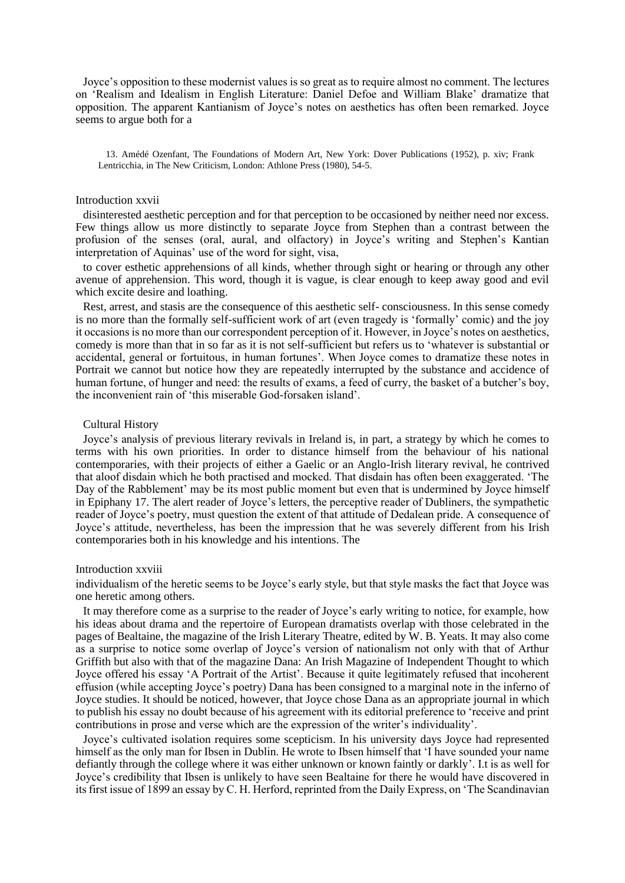Joyce's opposition to these modernist values is so great as to require almost no comment. The lectures on 'Realism and Idealism in English Literature: Daniel Defoe and William Blake' dramatize that opposition. The apparent Kantianism of Joyce's notes on aesthetics has often been remarked. Joyce seems to argue both for a

13. Amédé Ozenfant, The Foundations of Modern Art, New York: Dover Publications (1952), p. xiv; Frank Lentricchia, in The New Criticism, London: Athlone Press (1980), 54-5.

disinterested aesthetic perception and for that perception to be occasioned by neither need nor excess. Few things allow us more distinctly to separate Joyce from Stephen than a contrast between the profusion of the senses (oral, aural, and olfactory) in Joyce's writing and Stephen's Kantian interpretation of Aquinas' use of the word for sight, visa,

> to cover esthetic apprehensions of all kinds, whether through sight or hearing or through any other avenue of apprehension. This word, though it is vague, is clear enough to keep away good and evil which excite desire and loathing.

Rest, arrest, and stasis are the consequence of this aesthetic self- consciousness. In this sense comedy is no more than the formally self-sufficient work of art (even tragedy is 'formally' comic) and the joy it occasions is no more than our correspondent perception of it. However, in Joyce's notes on aesthetics, comedy is more than that in so far as it is not self-sufficient but refers us to 'whatever is substantial or accidental, general or fortuitous, in human fortunes'. When Joyce comes to dramatize these notes in Portrait we cannot but notice how they are repeatedly interrupted by the substance and accidence of human fortune, of hunger and need: the results of exams, a feed of curry, the basket of a butcher's boy, the inconvenient rain of 'this miserable God-forsaken island'.

## Cultural History

Joyce's analysis of previous literary revivals in Ireland is, in part, a strategy by which he comes to terms with his own priorities. In order to distance himself from the behaviour of his national contemporaries, with their projects of either a Gaelic or an Anglo-Irish literary revival, he contrived that aloof disdain which he both practised and mocked. That disdain has often been exaggerated. 'The Day of the Rabblement' may be its most public moment but even that is undermined by Joyce himself in Epiphany 17. The alert reader of Joyce's letters, the perceptive reader of Dubliners, the sympathetic reader of Joyce's poetry, must question the extent of that attitude of Dedalean pride. A consequence of Joyce's attitude, nevertheless, has been the impression that he was severely different from his Irish contemporaries both in his knowledge and his intentions. The individualism of the heretic seems to be Joyce's early style, but that style masks the fact that Joyce was one heretic among others.

It may therefore come as a surprise to the reader of Joyce's early writing to notice, for example, how his ideas about drama and the repertoire of European dramatists overlap with those celebrated in the pages of Bealtaine, the magazine of the Irish Literary Theatre, edited by W. B. Yeats. It may also come as a surprise to notice some overlap of Joyce's version of nationalism not only with that of Arthur Griffith but also with that of the magazine Dana: An Irish Magazine of Independent Thought to which Joyce offered his essay 'A Portrait of the Artist'. Because it quite legitimately refused that incoherent effusion (while accepting Joyce's poetry) Dana has been consigned to a marginal note in the inferno of Joyce studies. It should be noticed, however, that Joyce chose Dana as an appropriate journal in which to publish his essay no doubt because of his agreement with its editorial preference to 'receive and print contributions in prose and verse which are the expression of the writer's individuality'.

Joyce's cultivated isolation requires some scepticism. In his university days Joyce had represented himself as the only man for Ibsen in Dublin. He wrote to Ibsen himself that 'I have sounded your name defiantly through the college where it was either unknown or known faintly or darkly'. I.t is as well for Joyce's credibility that Ibsen is unlikely to have seen Bealtaine for there he would have discovered in its first issue of 1899 an essay by C. H. Herford, reprinted from the Daily Express, on 'The Scandinavian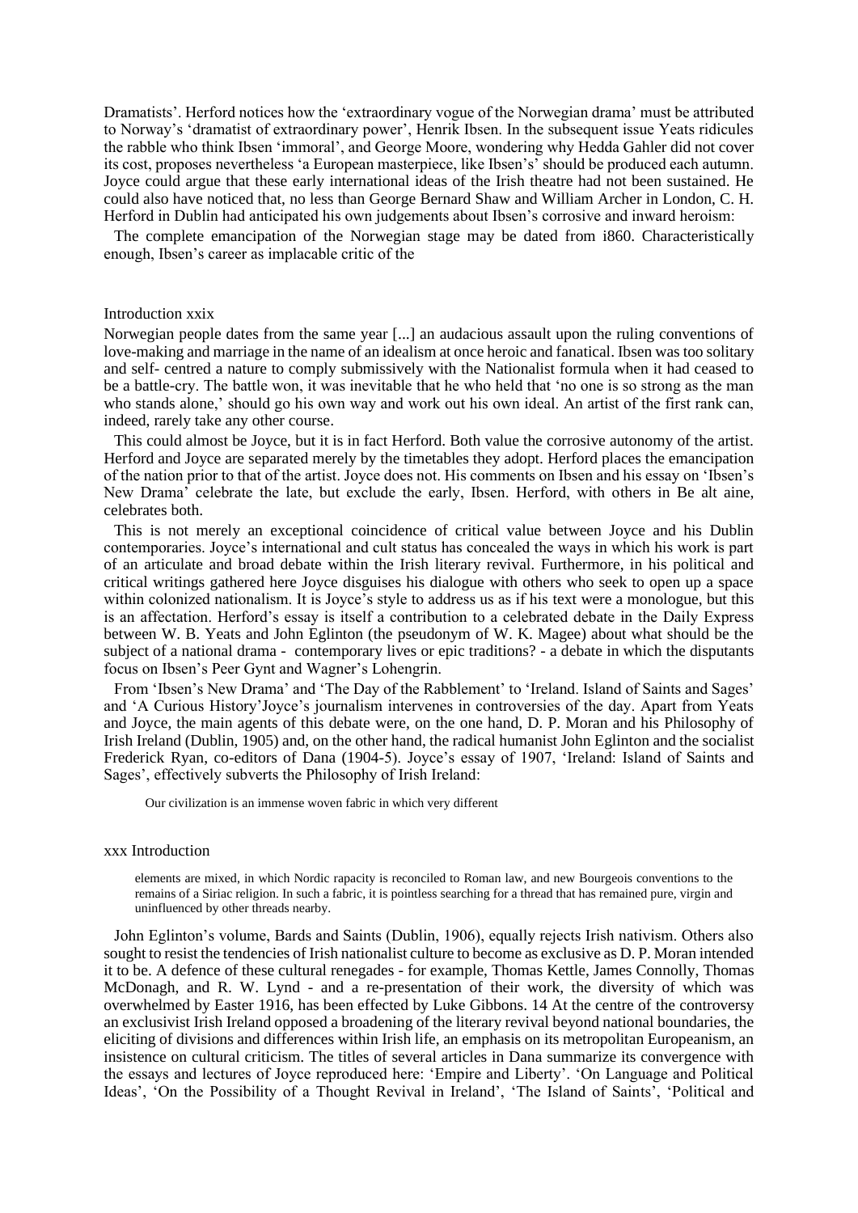Dramatists'. Herford notices how the 'extraordinary vogue of the Norwegian drama' must be attributed to Norway's 'dramatist of extraordinary power', Henrik Ibsen. In the subsequent issue Yeats ridicules the rabble who think Ibsen 'immoral', and George Moore, wondering why Hedda Gahler did not cover its cost, proposes nevertheless 'a European masterpiece, like Ibsen's' should be produced each autumn. Joyce could argue that these early international ideas of the Irish theatre had not been sustained. He could also have noticed that, no less than George Bernard Shaw and William Archer in London, C. H. Herford in Dublin had anticipated his own judgements about Ibsen's corrosive and inward heroism:

The complete emancipation of the Norwegian stage may be dated from i860. Characteristically enough, Ibsen's career as implacable critic of the Norwegian people dates from the same year [...] an audacious assault upon the ruling conventions of love-making and marriage in the name of an idealism at once heroic and fanatical. Ibsen was too solitary and self- centred a nature to comply submissively with the Nationalist formula when it had ceased to be a battle-cry. The battle won, it was inevitable that he who held that 'no one is so strong as the man who stands alone,' should go his own way and work out his own ideal. An artist of the first rank can, indeed, rarely take any other course.

This could almost be Joyce, but it is in fact Herford. Both value the corrosive autonomy of the artist. Herford and Joyce are separated merely by the timetables they adopt. Herford places the emancipation of the nation prior to that of the artist. Joyce does not. His comments on Ibsen and his essay on 'Ibsen's New Drama' celebrate the late, but exclude the early, Ibsen. Herford, with others in Be alt aine, celebrates both.

This is not merely an exceptional coincidence of critical value between Joyce and his Dublin contemporaries. Joyce's international and cult status has concealed the ways in which his work is part of an articulate and broad debate within the Irish literary revival. Furthermore, in his political and critical writings gathered here Joyce disguises his dialogue with others who seek to open up a space within colonized nationalism. It is Joyce's style to address us as if his text were a monologue, but this is an affectation. Herford's essay is itself a contribution to a celebrated debate in the Daily Express between W. B. Yeats and John Eglinton (the pseudonym of W. K. Magee) about what should be the subject of a national drama - contemporary lives or epic traditions? - a debate in which the disputants focus on Ibsen's Peer Gynt and Wagner's Lohengrin.

From 'Ibsen's New Drama' and 'The Day of the Rabblement' to 'Ireland. Island of Saints and Sages' and 'A Curious History'Joyce's journalism intervenes in controversies of the day. Apart from Yeats and Joyce, the main agents of this debate were, on the one hand, D. P. Moran and his Philosophy of Irish Ireland (Dublin, 1905) and, on the other hand, the radical humanist John Eglinton and the socialist Frederick Ryan, co-editors of Dana (1904-5). Joyce's essay of 1907, 'Ireland: Island of Saints and Sages', effectively subverts the Philosophy of Irish Ireland:

> Our civilization is an immense woven fabric in which very different elements are mixed, in which Nordic rapacity is reconciled to Roman law, and new Bourgeois conventions to the remains of a Siriac religion. In such a fabric, it is pointless searching for a thread that has remained pure, virgin and uninfluenced by other threads nearby.

John Eglinton's volume, Bards and Saints (Dublin, 1906), equally rejects Irish nativism. Others also sought to resist the tendencies of Irish nationalist culture to become as exclusive as D. P. Moran intended it to be. A defence of these cultural renegades - for example, Thomas Kettle, James Connolly, Thomas McDonagh, and R. W. Lynd - and a re-presentation of their work, the diversity of which was overwhelmed by Easter 1916, has been effected by Luke Gibbons. 14 At the centre of the controversy an exclusivist Irish Ireland opposed a broadening of the literary revival beyond national boundaries, the eliciting of divisions and differences within Irish life, an emphasis on its metropolitan Europeanism, an insistence on cultural criticism. The titles of several articles in Dana summarize its convergence with the essays and lectures of Joyce reproduced here: 'Empire and Liberty'. 'On Language and Political Ideas', 'On the Possibility of a Thought Revival in Ireland', 'The Island of Saints', 'Political and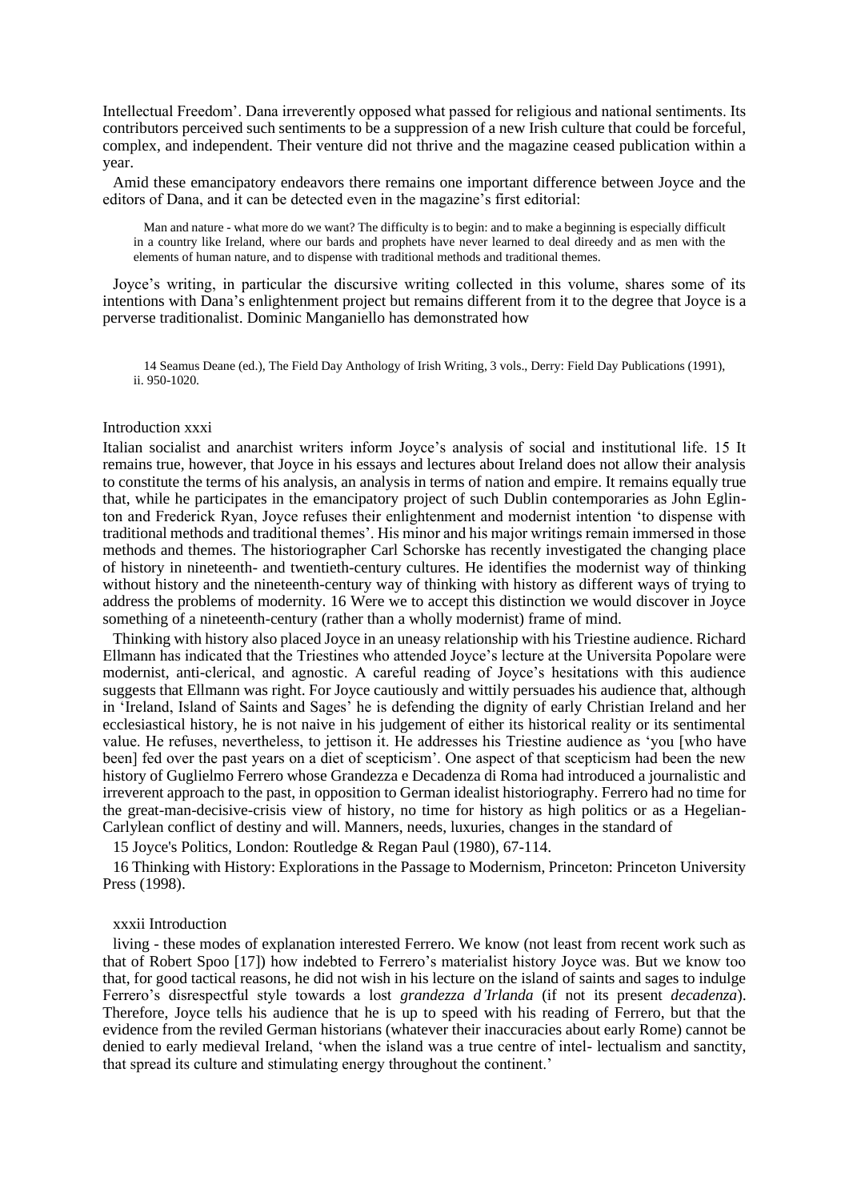Intellectual Freedom'. Dana irreverently opposed what passed for religious and national sentiments. Its contributors perceived such sentiments to be a suppression of a new Irish culture that could be forceful, complex, and independent. Their venture did not thrive and the magazine ceased publication within a year.

Amid these emancipatory endeavors there remains one important difference between Joyce and the editors of Dana, and it can be detected even in the magazine's first editorial:

> Man and nature - what more do we want? The difficulty is to begin: and to make a beginning is especially difficult in a country like Ireland, where our bards and prophets have never learned to deal direedy and as men with the elements of human nature, and to dispense with traditional methods and traditional themes.

Joyce's writing, in particular the discursive writing collected in this volume, shares some of its intentions with Dana's enlightenment project but remains different from it to the degree that Joyce is a perverse traditionalist. Dominic Manganiello has demonstrated how Italian socialist and anarchist writers inform Joyce's analysis of social and institutional life. 15 It remains true, however, that Joyce in his essays and lectures about Ireland does not allow their analysis to constitute the terms of his analysis, an analysis in terms of nation and empire. It remains equally true that, while he participates in the emancipatory project of such Dublin contemporaries as John Eglinton and Frederick Ryan, Joyce refuses their enlightenment and modernist intention 'to dispense with traditional methods and traditional themes'. His minor and his major writings remain immersed in those methods and themes. The historiographer Carl Schorske has recently investigated the changing place of history in nineteenth- and twentieth-century cultures. He identifies the modernist way of thinking without history and the nineteenth-century way of thinking with history as different ways of trying to address the problems of modernity. 16 Were we to accept this distinction we would discover in Joyce something of a nineteenth-century (rather than a wholly modernist) frame of mind.

Thinking with history also placed Joyce in an uneasy relationship with his Triestine audience. Richard Ellmann has indicated that the Triestines who attended Joyce's lecture at the Universita Popolare were modernist, anti-clerical, and agnostic. A careful reading of Joyce's hesitations with this audience suggests that Ellmann was right. For Joyce cautiously and wittily persuades his audience that, although in 'Ireland, Island of Saints and Sages' he is defending the dignity of early Christian Ireland and her ecclesiastical history, he is not naive in his judgement of either its historical reality or its sentimental value. He refuses, nevertheless, to jettison it. He addresses his Triestine audience as 'you [who have been] fed over the past years on a diet of scepticism'. One aspect of that scepticism had been the new history of Guglielmo Ferrero whose Grandezza e Decadenza di Roma had introduced a journalistic and irreverent approach to the past, in opposition to German idealist historiography. Ferrero had no time for the great-man-decisive-crisis view of history, no time for history as high politics or as a Hegelian-Carlylean conflict of destiny and will. Manners, needs, luxuries, changes in the standard of living - these modes of explanation interested Ferrero. We know (not least from recent work such as that of Robert Spoo [17]) how indebted to Ferrero's materialist history Joyce was. But we know too that, for good tactical reasons, he did not wish in his lecture on the island of saints and sages to indulge Ferrero's disrespectful style towards a lost *grandezza d'Irlanda* (if not its present *decadenza*). Therefore, Joyce tells his audience that he is up to speed with his reading of Ferrero, but that the evidence from the reviled German historians (whatever their inaccuracies about early Rome) cannot be denied to early medieval Ireland, 'when the island was a true centre of intel- lectualism and sanctity, that spread its culture and stimulating energy throughout the continent.'

---

14 Seamus Deane (ed.), The Field Day Anthology of Irish Writing, 3 vols., Derry: Field Day Publications (1991), ii. 950-1020.

15 Joyce's Politics, London: Routledge & Regan Paul (1980), 67-114.

16 Thinking with History: Explorations in the Passage to Modernism, Princeton: Princeton University Press (1998).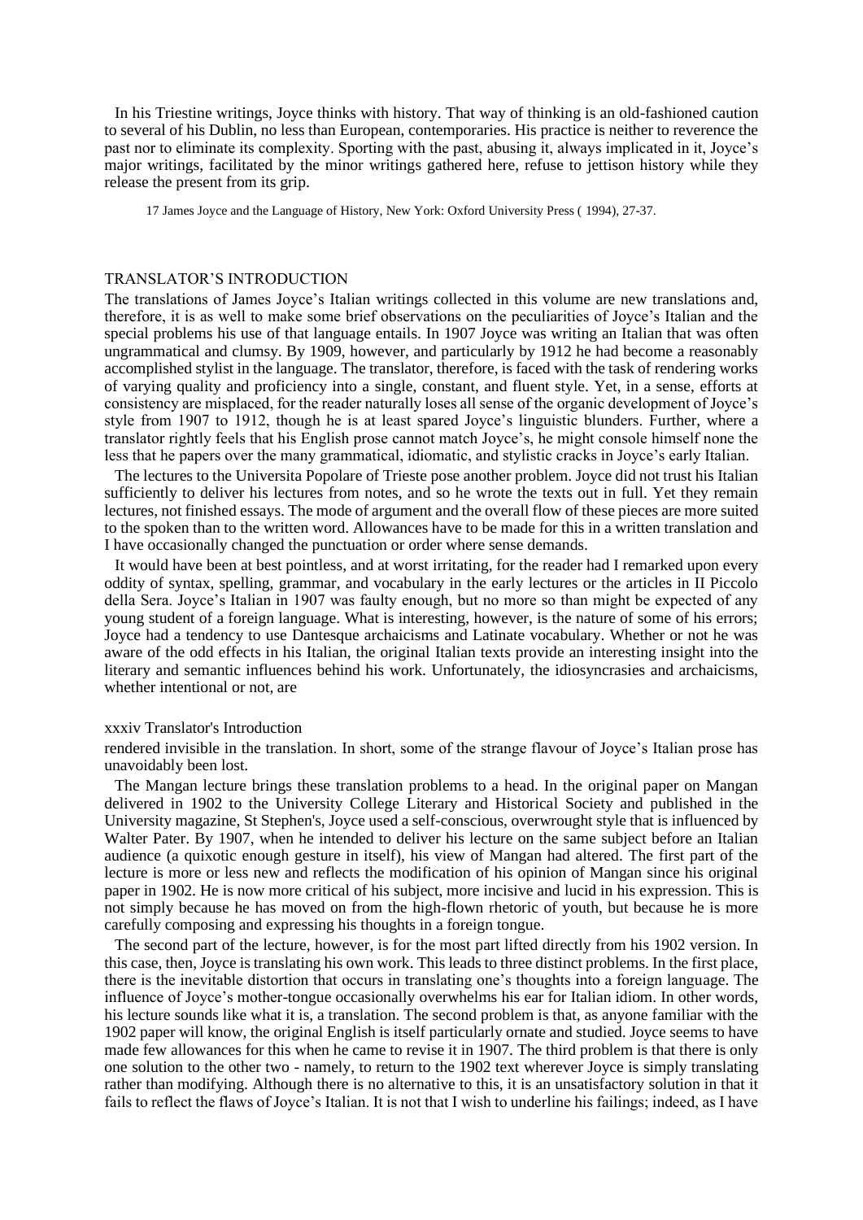In his Triestine writings, Joyce thinks with history. That way of thinking is an old-fashioned caution to several of his Dublin, no less than European, contemporaries. His practice is neither to reverence the past nor to eliminate its complexity. Sporting with the past, abusing it, always implicated in it, Joyce's major writings, facilitated by the minor writings gathered here, refuse to jettison history while they release the present from its grip.

17 James Joyce and the Language of History, New York: Oxford University Press ( 1994), 27-37.

## TRANSLATOR'S INTRODUCTION

The translations of James Joyce's Italian writings collected in this volume are new translations and, therefore, it is as well to make some brief observations on the peculiarities of Joyce's Italian and the special problems his use of that language entails. In 1907 Joyce was writing an Italian that was often ungrammatical and clumsy. By 1909, however, and particularly by 1912 he had become a reasonably accomplished stylist in the language. The translator, therefore, is faced with the task of rendering works of varying quality and proficiency into a single, constant, and fluent style. Yet, in a sense, efforts at consistency are misplaced, for the reader naturally loses all sense of the organic development of Joyce's style from 1907 to 1912, though he is at least spared Joyce's linguistic blunders. Further, where a translator rightly feels that his English prose cannot match Joyce's, he might console himself none the less that he papers over the many grammatical, idiomatic, and stylistic cracks in Joyce's early Italian.

The lectures to the Universita Popolare of Trieste pose another problem. Joyce did not trust his Italian sufficiently to deliver his lectures from notes, and so he wrote the texts out in full. Yet they remain lectures, not finished essays. The mode of argument and the overall flow of these pieces are more suited to the spoken than to the written word. Allowances have to be made for this in a written translation and I have occasionally changed the punctuation or order where sense demands.

It would have been at best pointless, and at worst irritating, for the reader had I remarked upon every oddity of syntax, spelling, grammar, and vocabulary in the early lectures or the articles in Il Piccolo della Sera. Joyce's Italian in 1907 was faulty enough, but no more so than might be expected of any young student of a foreign language. What is interesting, however, is the nature of some of his errors; Joyce had a tendency to use Dantesque archaicisms and Latinate vocabulary. Whether or not he was aware of the odd effects in his Italian, the original Italian texts provide an interesting insight into the literary and semantic influences behind his work. Unfortunately, the idiosyncrasies and archaicisms, whether intentional or not, are rendered invisible in the translation. In short, some of the strange flavour of Joyce's Italian prose has unavoidably been lost.

The Mangan lecture brings these translation problems to a head. In the original paper on Mangan delivered in 1902 to the University College Literary and Historical Society and published in the University magazine, St Stephen's, Joyce used a self-conscious, overwrought style that is influenced by Walter Pater. By 1907, when he intended to deliver his lecture on the same subject before an Italian audience (a quixotic enough gesture in itself), his view of Mangan had altered. The first part of the lecture is more or less new and reflects the modification of his opinion of Mangan since his original paper in 1902. He is now more critical of his subject, more incisive and lucid in his expression. This is not simply because he has moved on from the high-flown rhetoric of youth, but because he is more carefully composing and expressing his thoughts in a foreign tongue.

The second part of the lecture, however, is for the most part lifted directly from his 1902 version. In this case, then, Joyce is translating his own work. This leads to three distinct problems. In the first place, there is the inevitable distortion that occurs in translating one's thoughts into a foreign language. The influence of Joyce's mother-tongue occasionally overwhelms his ear for Italian idiom. In other words, his lecture sounds like what it is, a translation. The second problem is that, as anyone familiar with the 1902 paper will know, the original English is itself particularly ornate and studied. Joyce seems to have made few allowances for this when he came to revise it in 1907. The third problem is that there is only one solution to the other two - namely, to return to the 1902 text wherever Joyce is simply translating rather than modifying. Although there is no alternative to this, it is an unsatisfactory solution in that it fails to reflect the flaws of Joyce's Italian. It is not that I wish to underline his failings; indeed, as I have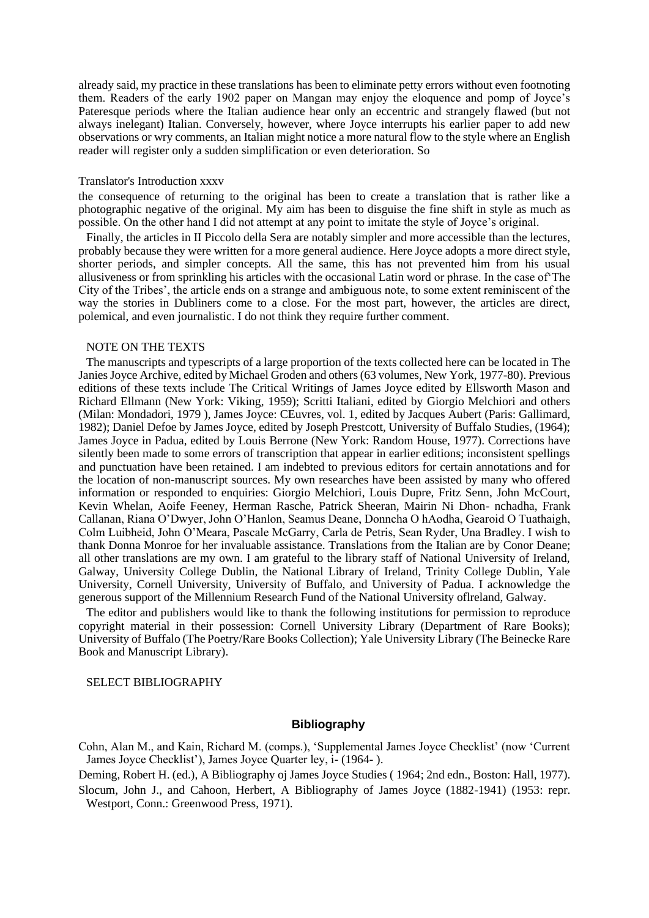already said, my practice in these translations has been to eliminate petty errors without even footnoting them. Readers of the early 1902 paper on Mangan may enjoy the eloquence and pomp of Joyce's Pateresque periods where the Italian audience hear only an eccentric and strangely flawed (but not always inelegant) Italian. Conversely, however, where Joyce interrupts his earlier paper to add new observations or wry comments, an Italian might notice a more natural flow to the style where an English reader will register only a sudden simplification or even deterioration. So

Translator's Introduction xxxv

the consequence of returning to the original has been to create a translation that is rather like a photographic negative of the original. My aim has been to disguise the fine shift in style as much as possible. On the other hand I did not attempt at any point to imitate the style of Joyce's original.

Finally, the articles in II Piccolo della Sera are notably simpler and more accessible than the lectures, probably because they were written for a more general audience. Here Joyce adopts a more direct style, shorter periods, and simpler concepts. All the same, this has not prevented him from his usual allusiveness or from sprinkling his articles with the occasional Latin word or phrase. In the case of'The City of the Tribes', the article ends on a strange and ambiguous note, to some extent reminiscent of the way the stories in Dubliners come to a close. For the most part, however, the articles are direct, polemical, and even journalistic. I do not think they require further comment.

## NOTE ON THE TEXTS

The manuscripts and typescripts of a large proportion of the texts collected here can be located in The Janies Joyce Archive, edited by Michael Groden and others (63 volumes, New York, 1977-80). Previous editions of these texts include The Critical Writings of James Joyce edited by Ellsworth Mason and Richard Ellmann (New York: Viking, 1959); Scritti Italiani, edited by Giorgio Melchiori and others (Milan: Mondadori, 1979 ), James Joyce: CEuvres, vol. 1, edited by Jacques Aubert (Paris: Gallimard, 1982); Daniel Defoe by James Joyce, edited by Joseph Prestcott, University of Buffalo Studies, (1964); James Joyce in Padua, edited by Louis Berrone (New York: Random House, 1977). Corrections have silently been made to some errors of transcription that appear in earlier editions; inconsistent spellings and punctuation have been retained. I am indebted to previous editors for certain annotations and for the location of non-manuscript sources. My own researches have been assisted by many who offered information or responded to enquiries: Giorgio Melchiori, Louis Dupre, Fritz Senn, John McCourt, Kevin Whelan, Aoife Feeney, Herman Rasche, Patrick Sheeran, Mairin Ni Dhon- nchadha, Frank Callanan, Riana O'Dwyer, John O'Hanlon, Seamus Deane, Donncha O hAodha, Gearoid O Tuathaigh, Colm Luibheid, John O'Meara, Pascale McGarry, Carla de Petris, Sean Ryder, Una Bradley. I wish to thank Donna Monroe for her invaluable assistance. Translations from the Italian are by Conor Deane; all other translations are my own. I am grateful to the library staff of National University of Ireland, Galway, University College Dublin, the National Library of Ireland, Trinity College Dublin, Yale University, Cornell University, University of Buffalo, and University of Padua. I acknowledge the generous support of the Millennium Research Fund of the National University oflreland, Galway.

The editor and publishers would like to thank the following institutions for permission to reproduce copyright material in their possession: Cornell University Library (Department of Rare Books); University of Buffalo (The Poetry/Rare Books Collection); Yale University Library (The Beinecke Rare Book and Manuscript Library).

## SELECT BIBLIOGRAPHY

### Bibliography

Cohn, Alan M., and Kain, Richard M. (comps.), 'Supplemental James Joyce Checklist' (now 'Current James Joyce Checklist'), James Joyce Quarter ley, i- (1964- ).

Deming, Robert H. (ed.), A Bibliography oj James Joyce Studies ( 1964; 2nd edn., Boston: Hall, 1977).

Slocum, John J., and Cahoon, Herbert, A Bibliography of James Joyce (1882-1941) (1953: repr. Westport, Conn.: Greenwood Press, 1971).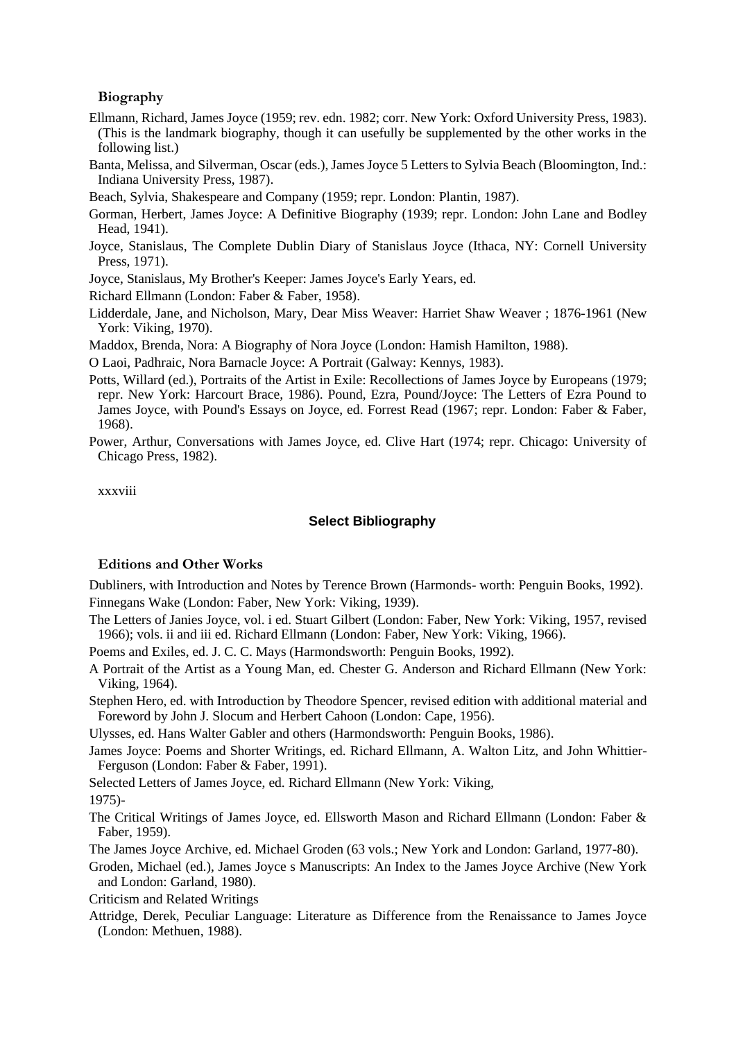### Biography

Ellmann, Richard, James Joyce (1959; rev. edn. 1982; corr. New York: Oxford University Press, 1983). (This is the landmark biography, though it can usefully be supplemented by the other works in the following list.)

Banta, Melissa, and Silverman, Oscar (eds.), James Joyce 5 Letters to Sylvia Beach (Bloomington, Ind.: Indiana University Press, 1987).

Beach, Sylvia, Shakespeare and Company (1959; repr. London: Plantin, 1987).

Gorman, Herbert, James Joyce: A Definitive Biography (1939; repr. London: John Lane and Bodley Head, 1941).

Joyce, Stanislaus, The Complete Dublin Diary of Stanislaus Joyce (Ithaca, NY: Cornell University Press, 1971).

Joyce, Stanislaus, My Brother's Keeper: James Joyce's Early Years, ed.

Richard Ellmann (London: Faber & Faber, 1958).

Lidderdale, Jane, and Nicholson, Mary, Dear Miss Weaver: Harriet Shaw Weaver ; 1876-1961 (New York: Viking, 1970).

Maddox, Brenda, Nora: A Biography of Nora Joyce (London: Hamish Hamilton, 1988).

O Laoi, Padhraic, Nora Barnacle Joyce: A Portrait (Galway: Kennys, 1983).

Potts, Willard (ed.), Portraits of the Artist in Exile: Recollections of James Joyce by Europeans (1979; repr. New York: Harcourt Brace, 1986). Pound, Ezra, Pound/Joyce: The Letters of Ezra Pound to James Joyce, with Pound's Essays on Joyce, ed. Forrest Read (1967; repr. London: Faber & Faber, 1968).

Power, Arthur, Conversations with James Joyce, ed. Clive Hart (1974; repr. Chicago: University of Chicago Press, 1982).

## Select Bibliography

### Editions and Other Works

Dubliners, with Introduction and Notes by Terence Brown (Harmonds- worth: Penguin Books, 1992).

Finnegans Wake (London: Faber, New York: Viking, 1939).

The Letters of Janies Joyce, vol. i ed. Stuart Gilbert (London: Faber, New York: Viking, 1957, revised 1966); vols. ii and iii ed. Richard Ellmann (London: Faber, New York: Viking, 1966).

Poems and Exiles, ed. J. C. C. Mays (Harmondsworth: Penguin Books, 1992).

A Portrait of the Artist as a Young Man, ed. Chester G. Anderson and Richard Ellmann (New York: Viking, 1964).

Stephen Hero, ed. with Introduction by Theodore Spencer, revised edition with additional material and Foreword by John J. Slocum and Herbert Cahoon (London: Cape, 1956).

Ulysses, ed. Hans Walter Gabler and others (Harmondsworth: Penguin Books, 1986).

James Joyce: Poems and Shorter Writings, ed. Richard Ellmann, A. Walton Litz, and John Whittier-Ferguson (London: Faber & Faber, 1991).

Selected Letters of James Joyce, ed. Richard Ellmann (New York: Viking,

1975)-

The Critical Writings of James Joyce, ed. Ellsworth Mason and Richard Ellmann (London: Faber & Faber, 1959).

The James Joyce Archive, ed. Michael Groden (63 vols.; New York and London: Garland, 1977-80).

Groden, Michael (ed.), James Joyce s Manuscripts: An Index to the James Joyce Archive (New York and London: Garland, 1980).

Criticism and Related Writings

Attridge, Derek, Peculiar Language: Literature as Difference from the Renaissance to James Joyce (London: Methuen, 1988).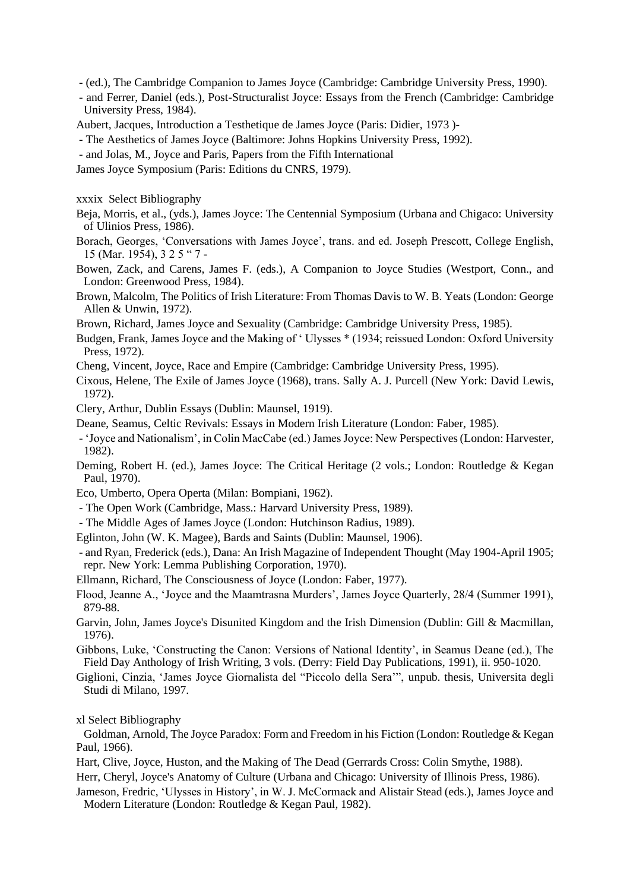- (ed.), The Cambridge Companion to James Joyce (Cambridge: Cambridge University Press, 1990).

- and Ferrer, Daniel (eds.), Post-Structuralist Joyce: Essays from the French (Cambridge: Cambridge University Press, 1984).

Aubert, Jacques, Introduction a Testhetique de James Joyce (Paris: Didier, 1973 )-

- The Aesthetics of James Joyce (Baltimore: Johns Hopkins University Press, 1992).

- and Jolas, M., Joyce and Paris, Papers from the Fifth International

James Joyce Symposium (Paris: Editions du CNRS, 1979).

Beja, Morris, et al., (yds.), James Joyce: The Centennial Symposium (Urbana and Chigaco: University of Ulinios Press, 1986).

Borach, Georges, 'Conversations with James Joyce', trans. and ed. Joseph Prescott, College English, 15 (Mar. 1954), 3 2 5 " 7 -

Bowen, Zack, and Carens, James F. (eds.), A Companion to Joyce Studies (Westport, Conn., and London: Greenwood Press, 1984).

Brown, Malcolm, The Politics of Irish Literature: From Thomas Davis to W. B. Yeats (London: George Allen & Unwin, 1972).

Brown, Richard, James Joyce and Sexuality (Cambridge: Cambridge University Press, 1985).

Budgen, Frank, James Joyce and the Making of ' Ulysses * (1934; reissued London: Oxford University Press, 1972).

Cheng, Vincent, Joyce, Race and Empire (Cambridge: Cambridge University Press, 1995).

Cixous, Helene, The Exile of James Joyce (1968), trans. Sally A. J. Purcell (New York: David Lewis, 1972).

Clery, Arthur, Dublin Essays (Dublin: Maunsel, 1919).

Deane, Seamus, Celtic Revivals: Essays in Modern Irish Literature (London: Faber, 1985).

- 'Joyce and Nationalism', in Colin MacCabe (ed.) James Joyce: New Perspectives (London: Harvester, 1982).

Deming, Robert H. (ed.), James Joyce: The Critical Heritage (2 vols.; London: Routledge & Kegan Paul, 1970).

Eco, Umberto, Opera Operta (Milan: Bompiani, 1962).

- The Open Work (Cambridge, Mass.: Harvard University Press, 1989).

- The Middle Ages of James Joyce (London: Hutchinson Radius, 1989).

Eglinton, John (W. K. Magee), Bards and Saints (Dublin: Maunsel, 1906).

- and Ryan, Frederick (eds.), Dana: An Irish Magazine of Independent Thought (May 1904-April 1905; repr. New York: Lemma Publishing Corporation, 1970).

Ellmann, Richard, The Consciousness of Joyce (London: Faber, 1977).

Flood, Jeanne A., 'Joyce and the Maamtrasna Murders', James Joyce Quarterly, 28/4 (Summer 1991), 879-88.

Garvin, John, James Joyce's Disunited Kingdom and the Irish Dimension (Dublin: Gill & Macmillan, 1976).

Gibbons, Luke, 'Constructing the Canon: Versions of National Identity', in Seamus Deane (ed.), The Field Day Anthology of Irish Writing, 3 vols. (Derry: Field Day Publications, 1991), ii. 950-1020.

Giglioni, Cinzia, 'James Joyce Giornalista del "Piccolo della Sera"', unpub. thesis, Universita degli Studi di Milano, 1997.

Goldman, Arnold, The Joyce Paradox: Form and Freedom in his Fiction (London: Routledge & Kegan Paul, 1966).

Hart, Clive, Joyce, Huston, and the Making of The Dead (Gerrards Cross: Colin Smythe, 1988).

Herr, Cheryl, Joyce's Anatomy of Culture (Urbana and Chicago: University of Illinois Press, 1986).

Jameson, Fredric, 'Ulysses in History', in W. J. McCormack and Alistair Stead (eds.), James Joyce and Modern Literature (London: Routledge & Kegan Paul, 1982).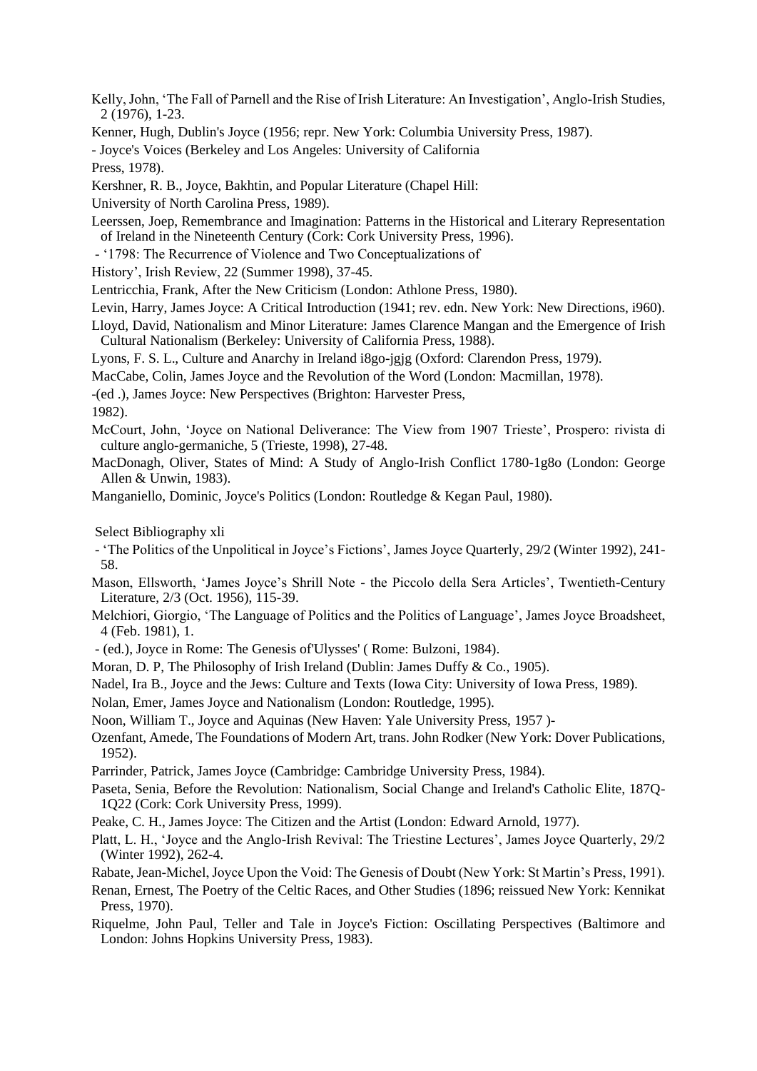Kelly, John, 'The Fall of Parnell and the Rise of Irish Literature: An Investigation', Anglo-Irish Studies, 2 (1976), 1-23.

Kenner, Hugh, Dublin's Joyce (1956; repr. New York: Columbia University Press, 1987).

- Joyce's Voices (Berkeley and Los Angeles: University of California Press, 1978).

Kershner, R. B., Joyce, Bakhtin, and Popular Literature (Chapel Hill: University of North Carolina Press, 1989).

Leerssen, Joep, Remembrance and Imagination: Patterns in the Historical and Literary Representation of Ireland in the Nineteenth Century (Cork: Cork University Press, 1996).

- '1798: The Recurrence of Violence and Two Conceptualizations of History', Irish Review, 22 (Summer 1998), 37-45.

Lentricchia, Frank, After the New Criticism (London: Athlone Press, 1980).

Levin, Harry, James Joyce: A Critical Introduction (1941; rev. edn. New York: New Directions, i960).

Lloyd, David, Nationalism and Minor Literature: James Clarence Mangan and the Emergence of Irish Cultural Nationalism (Berkeley: University of California Press, 1988).

Lyons, F. S. L., Culture and Anarchy in Ireland i8go-jgjg (Oxford: Clarendon Press, 1979).

MacCabe, Colin, James Joyce and the Revolution of the Word (London: Macmillan, 1978).

-(ed .), James Joyce: New Perspectives (Brighton: Harvester Press, 1982).

McCourt, John, 'Joyce on National Deliverance: The View from 1907 Trieste', Prospero: rivista di culture anglo-germaniche, 5 (Trieste, 1998), 27-48.

MacDonagh, Oliver, States of Mind: A Study of Anglo-Irish Conflict 1780-1g8o (London: George Allen & Unwin, 1983).

Manganiello, Dominic, Joyce's Politics (London: Routledge & Kegan Paul, 1980).

- 'The Politics of the Unpolitical in Joyce's Fictions', James Joyce Quarterly, 29/2 (Winter 1992), 241-58.

Mason, Ellsworth, 'James Joyce's Shrill Note - the Piccolo della Sera Articles', Twentieth-Century Literature, 2/3 (Oct. 1956), 115-39.

Melchiori, Giorgio, 'The Language of Politics and the Politics of Language', James Joyce Broadsheet, 4 (Feb. 1981), 1.

- (ed.), Joyce in Rome: The Genesis of'Ulysses' ( Rome: Bulzoni, 1984).

Moran, D. P, The Philosophy of Irish Ireland (Dublin: James Duffy & Co., 1905).

Nadel, Ira B., Joyce and the Jews: Culture and Texts (Iowa City: University of Iowa Press, 1989).

Nolan, Emer, James Joyce and Nationalism (London: Routledge, 1995).

Noon, William T., Joyce and Aquinas (New Haven: Yale University Press, 1957 )-

Ozenfant, Amede, The Foundations of Modern Art, trans. John Rodker (New York: Dover Publications, 1952).

Parrinder, Patrick, James Joyce (Cambridge: Cambridge University Press, 1984).

Paseta, Senia, Before the Revolution: Nationalism, Social Change and Ireland's Catholic Elite, 187Q-1Q22 (Cork: Cork University Press, 1999).

Peake, C. H., James Joyce: The Citizen and the Artist (London: Edward Arnold, 1977).

Platt, L. H., 'Joyce and the Anglo-Irish Revival: The Triestine Lectures', James Joyce Quarterly, 29/2 (Winter 1992), 262-4.

Rabate, Jean-Michel, Joyce Upon the Void: The Genesis of Doubt (New York: St Martin's Press, 1991).

Renan, Ernest, The Poetry of the Celtic Races, and Other Studies (1896; reissued New York: Kennikat Press, 1970).

Riquelme, John Paul, Teller and Tale in Joyce's Fiction: Oscillating Perspectives (Baltimore and London: Johns Hopkins University Press, 1983).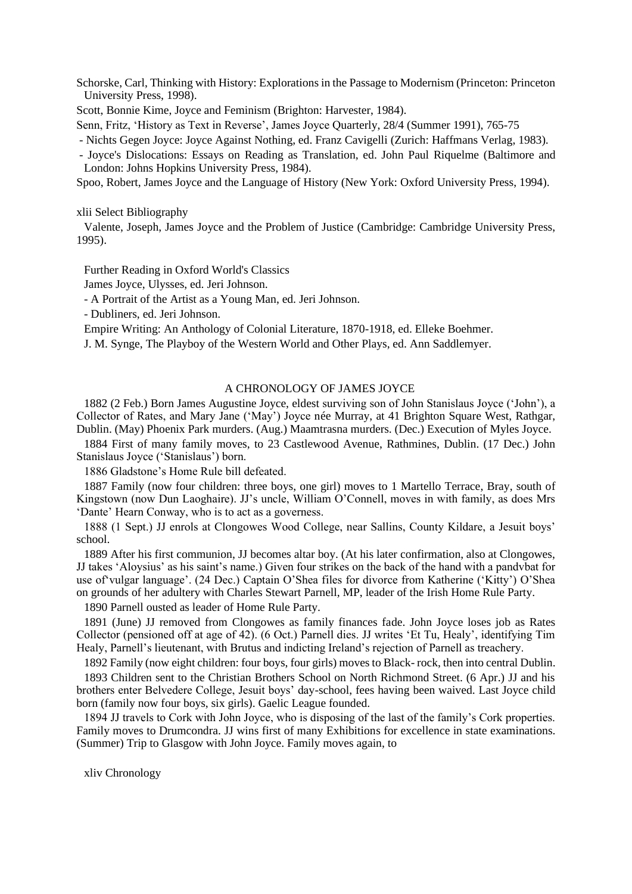Schorske, Carl, Thinking with History: Explorations in the Passage to Modernism (Princeton: Princeton University Press, 1998).

Scott, Bonnie Kime, Joyce and Feminism (Brighton: Harvester, 1984).

Senn, Fritz, 'History as Text in Reverse', James Joyce Quarterly, 28/4 (Summer 1991), 765-75

- Nichts Gegen Joyce: Joyce Against Nothing, ed. Franz Cavigelli (Zurich: Haffmans Verlag, 1983).

- Joyce's Dislocations: Essays on Reading as Translation, ed. John Paul Riquelme (Baltimore and London: Johns Hopkins University Press, 1984).

Spoo, Robert, James Joyce and the Language of History (New York: Oxford University Press, 1994).

Valente, Joseph, James Joyce and the Problem of Justice (Cambridge: Cambridge University Press, 1995).

Further Reading in Oxford World's Classics

James Joyce, Ulysses, ed. Jeri Johnson.

- A Portrait of the Artist as a Young Man, ed. Jeri Johnson.

- Dubliners, ed. Jeri Johnson.

Empire Writing: An Anthology of Colonial Literature, 1870-1918, ed. Elleke Boehmer.

J. M. Synge, The Playboy of the Western World and Other Plays, ed. Ann Saddlemyer.

## A CHRONOLOGY OF JAMES JOYCE

1882 (2 Feb.) Born James Augustine Joyce, eldest surviving son of John Stanislaus Joyce ('John'), a Collector of Rates, and Mary Jane ('May') Joyce née Murray, at 41 Brighton Square West, Rathgar, Dublin. (May) Phoenix Park murders. (Aug.) Maamtrasna murders. (Dec.) Execution of Myles Joyce.

1884 First of many family moves, to 23 Castlewood Avenue, Rathmines, Dublin. (17 Dec.) John Stanislaus Joyce ('Stanislaus') born.

1886 Gladstone's Home Rule bill defeated.

1887 Family (now four children: three boys, one girl) moves to 1 Martello Terrace, Bray, south of Kingstown (now Dun Laoghaire). JJ's uncle, William O'Connell, moves in with family, as does Mrs 'Dante' Hearn Conway, who is to act as a governess.

1888 (1 Sept.) JJ enrols at Clongowes Wood College, near Sallins, County Kildare, a Jesuit boys' school.

1889 After his first communion, JJ becomes altar boy. (At his later confirmation, also at Clongowes, JJ takes 'Aloysius' as his saint's name.) Given four strikes on the back of the hand with a pandvbat for use of'vulgar language'. (24 Dec.) Captain O'Shea files for divorce from Katherine ('Kitty') O'Shea on grounds of her adultery with Charles Stewart Parnell, MP, leader of the Irish Home Rule Party.

1890 Parnell ousted as leader of Home Rule Party.

1891 (June) JJ removed from Clongowes as family finances fade. John Joyce loses job as Rates Collector (pensioned off at age of 42). (6 Oct.) Parnell dies. JJ writes 'Et Tu, Healy', identifying Tim Healy, Parnell's lieutenant, with Brutus and indicting Ireland's rejection of Parnell as treachery.

1892 Family (now eight children: four boys, four girls) moves to Black- rock, then into central Dublin.

1893 Children sent to the Christian Brothers School on North Richmond Street. (6 Apr.) JJ and his brothers enter Belvedere College, Jesuit boys' day-school, fees having been waived. Last Joyce child born (family now four boys, six girls). Gaelic League founded.

1894 JJ travels to Cork with John Joyce, who is disposing of the last of the family's Cork properties. Family moves to Drumcondra. JJ wins first of many Exhibitions for excellence in state examinations. (Summer) Trip to Glasgow with John Joyce. Family moves again, to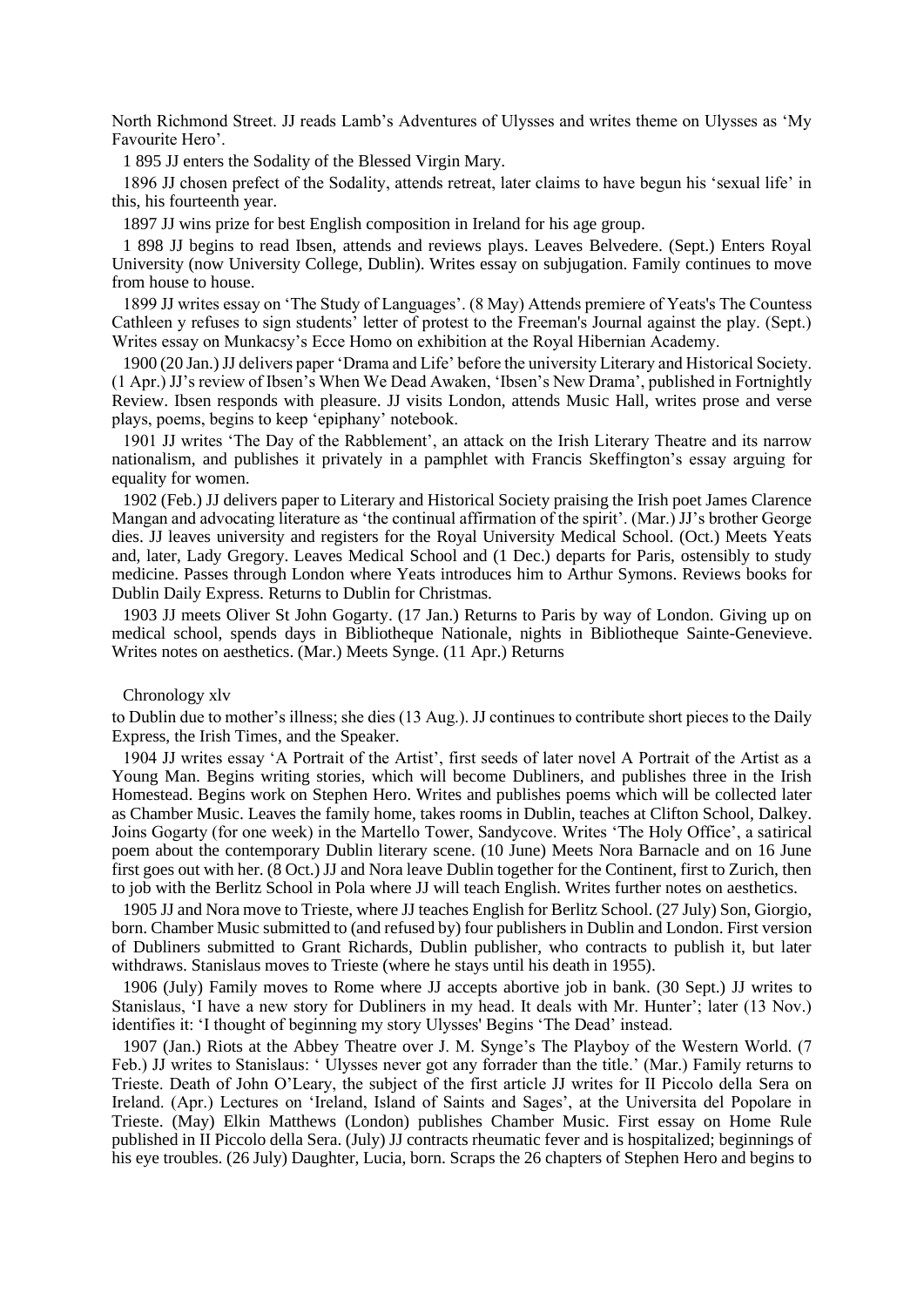North Richmond Street. JJ reads Lamb's Adventures of Ulysses and writes theme on Ulysses as 'My Favourite Hero'.

1 895 JJ enters the Sodality of the Blessed Virgin Mary.

1896 JJ chosen prefect of the Sodality, attends retreat, later claims to have begun his 'sexual life' in this, his fourteenth year.

1897 JJ wins prize for best English composition in Ireland for his age group.

1 898 JJ begins to read Ibsen, attends and reviews plays. Leaves Belvedere. (Sept.) Enters Royal University (now University College, Dublin). Writes essay on subjugation. Family continues to move from house to house.

1899 JJ writes essay on 'The Study of Languages'. (8 May) Attends premiere of Yeats's The Countess Cathleen y refuses to sign students' letter of protest to the Freeman's Journal against the play. (Sept.) Writes essay on Munkacsy's Ecce Homo on exhibition at the Royal Hibernian Academy.

1900 (20 Jan.) JJ delivers paper 'Drama and Life' before the university Literary and Historical Society. (1 Apr.) JJ's review of Ibsen's When We Dead Awaken, 'Ibsen's New Drama', published in Fortnightly Review. Ibsen responds with pleasure. JJ visits London, attends Music Hall, writes prose and verse plays, poems, begins to keep 'epiphany' notebook.

1901 JJ writes 'The Day of the Rabblement', an attack on the Irish Literary Theatre and its narrow nationalism, and publishes it privately in a pamphlet with Francis Skeffington's essay arguing for equality for women.

1902 (Feb.) JJ delivers paper to Literary and Historical Society praising the Irish poet James Clarence Mangan and advocating literature as 'the continual affirmation of the spirit'. (Mar.) JJ's brother George dies. JJ leaves university and registers for the Royal University Medical School. (Oct.) Meets Yeats and, later, Lady Gregory. Leaves Medical School and (1 Dec.) departs for Paris, ostensibly to study medicine. Passes through London where Yeats introduces him to Arthur Symons. Reviews books for Dublin Daily Express. Returns to Dublin for Christmas.

1903 JJ meets Oliver St John Gogarty. (17 Jan.) Returns to Paris by way of London. Giving up on medical school, spends days in Bibliotheque Nationale, nights in Bibliotheque Sainte-Genevieve. Writes notes on aesthetics. (Mar.) Meets Synge. (11 Apr.) Returns to Dublin due to mother's illness; she dies (13 Aug.). JJ continues to contribute short pieces to the Daily Express, the Irish Times, and the Speaker.

1904 JJ writes essay 'A Portrait of the Artist', first seeds of later novel A Portrait of the Artist as a Young Man. Begins writing stories, which will become Dubliners, and publishes three in the Irish Homestead. Begins work on Stephen Hero. Writes and publishes poems which will be collected later as Chamber Music. Leaves the family home, takes rooms in Dublin, teaches at Clifton School, Dalkey. Joins Gogarty (for one week) in the Martello Tower, Sandycove. Writes 'The Holy Office', a satirical poem about the contemporary Dublin literary scene. (10 June) Meets Nora Barnacle and on 16 June first goes out with her. (8 Oct.) JJ and Nora leave Dublin together for the Continent, first to Zurich, then to job with the Berlitz School in Pola where JJ will teach English. Writes further notes on aesthetics.

1905 JJ and Nora move to Trieste, where JJ teaches English for Berlitz School. (27 July) Son, Giorgio, born. Chamber Music submitted to (and refused by) four publishers in Dublin and London. First version of Dubliners submitted to Grant Richards, Dublin publisher, who contracts to publish it, but later withdraws. Stanislaus moves to Trieste (where he stays until his death in 1955).

1906 (July) Family moves to Rome where JJ accepts abortive job in bank. (30 Sept.) JJ writes to Stanislaus, 'I have a new story for Dubliners in my head. It deals with Mr. Hunter'; later (13 Nov.) identifies it: 'I thought of beginning my story Ulysses' Begins 'The Dead' instead.

1907 (Jan.) Riots at the Abbey Theatre over J. M. Synge's The Playboy of the Western World. (7 Feb.) JJ writes to Stanislaus: ' Ulysses never got any forrader than the title.' (Mar.) Family returns to Trieste. Death of John O'Leary, the subject of the first article JJ writes for II Piccolo della Sera on Ireland. (Apr.) Lectures on 'Ireland, Island of Saints and Sages', at the Universita del Popolare in Trieste. (May) Elkin Matthews (London) publishes Chamber Music. First essay on Home Rule published in II Piccolo della Sera. (July) JJ contracts rheumatic fever and is hospitalized; beginnings of his eye troubles. (26 July) Daughter, Lucia, born. Scraps the 26 chapters of Stephen Hero and begins to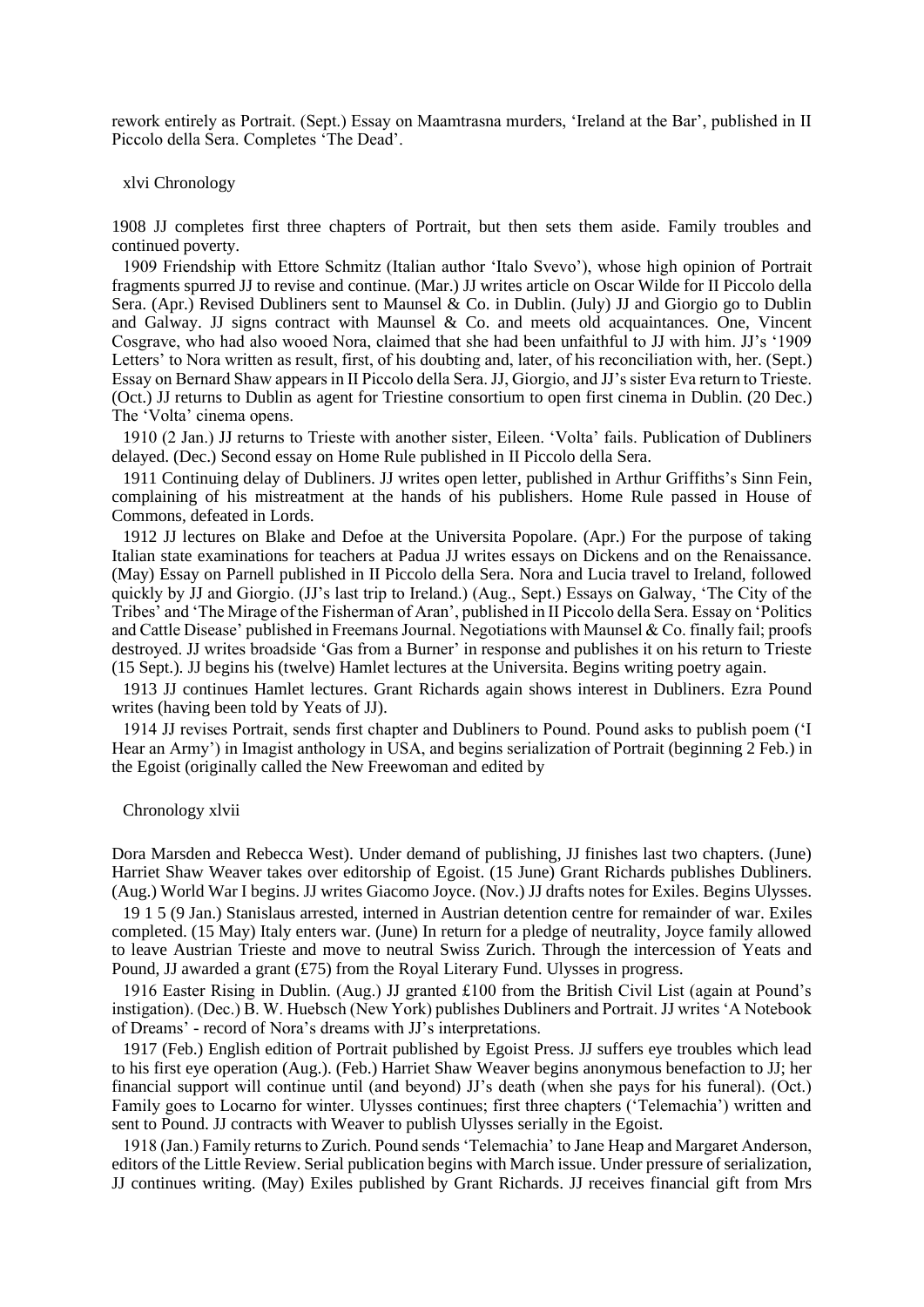rework entirely as Portrait. (Sept.) Essay on Maamtrasna murders, 'Ireland at the Bar', published in II Piccolo della Sera. Completes 'The Dead'.

1908 JJ completes first three chapters of Portrait, but then sets them aside. Family troubles and continued poverty.

1909 Friendship with Ettore Schmitz (Italian author 'Italo Svevo'), whose high opinion of Portrait fragments spurred JJ to revise and continue. (Mar.) JJ writes article on Oscar Wilde for II Piccolo della Sera. (Apr.) Revised Dubliners sent to Maunsel & Co. in Dublin. (July) JJ and Giorgio go to Dublin and Galway. JJ signs contract with Maunsel & Co. and meets old acquaintances. One, Vincent Cosgrave, who had also wooed Nora, claimed that she had been unfaithful to JJ with him. JJ's '1909 Letters' to Nora written as result, first, of his doubting and, later, of his reconciliation with, her. (Sept.) Essay on Bernard Shaw appears in II Piccolo della Sera. JJ, Giorgio, and JJ's sister Eva return to Trieste. (Oct.) JJ returns to Dublin as agent for Triestine consortium to open first cinema in Dublin. (20 Dec.) The 'Volta' cinema opens.

1910 (2 Jan.) JJ returns to Trieste with another sister, Eileen. 'Volta' fails. Publication of Dubliners delayed. (Dec.) Second essay on Home Rule published in II Piccolo della Sera.

1911 Continuing delay of Dubliners. JJ writes open letter, published in Arthur Griffiths's Sinn Fein, complaining of his mistreatment at the hands of his publishers. Home Rule passed in House of Commons, defeated in Lords.

1912 JJ lectures on Blake and Defoe at the Universita Popolare. (Apr.) For the purpose of taking Italian state examinations for teachers at Padua JJ writes essays on Dickens and on the Renaissance. (May) Essay on Parnell published in II Piccolo della Sera. Nora and Lucia travel to Ireland, followed quickly by JJ and Giorgio. (JJ's last trip to Ireland.) (Aug., Sept.) Essays on Galway, 'The City of the Tribes' and 'The Mirage of the Fisherman of Aran', published in II Piccolo della Sera. Essay on 'Politics and Cattle Disease' published in Freemans Journal. Negotiations with Maunsel & Co. finally fail; proofs destroyed. JJ writes broadside 'Gas from a Burner' in response and publishes it on his return to Trieste (15 Sept.). JJ begins his (twelve) Hamlet lectures at the Universita. Begins writing poetry again.

1913 JJ continues Hamlet lectures. Grant Richards again shows interest in Dubliners. Ezra Pound writes (having been told by Yeats of JJ).

1914 JJ revises Portrait, sends first chapter and Dubliners to Pound. Pound asks to publish poem ('I Hear an Army') in Imagist anthology in USA, and begins serialization of Portrait (beginning 2 Feb.) in the Egoist (originally called the New Freewoman and edited by Dora Marsden and Rebecca West). Under demand of publishing, JJ finishes last two chapters. (June) Harriet Shaw Weaver takes over editorship of Egoist. (15 June) Grant Richards publishes Dubliners. (Aug.) World War I begins. JJ writes Giacomo Joyce. (Nov.) JJ drafts notes for Exiles. Begins Ulysses.

19 1 5 (9 Jan.) Stanislaus arrested, interned in Austrian detention centre for remainder of war. Exiles completed. (15 May) Italy enters war. (June) In return for a pledge of neutrality, Joyce family allowed to leave Austrian Trieste and move to neutral Swiss Zurich. Through the intercession of Yeats and Pound, JJ awarded a grant (£75) from the Royal Literary Fund. Ulysses in progress.

1916 Easter Rising in Dublin. (Aug.) JJ granted £100 from the British Civil List (again at Pound's instigation). (Dec.) B. W. Huebsch (New York) publishes Dubliners and Portrait. JJ writes 'A Notebook of Dreams' - record of Nora's dreams with JJ's interpretations.

1917 (Feb.) English edition of Portrait published by Egoist Press. JJ suffers eye troubles which lead to his first eye operation (Aug.). (Feb.) Harriet Shaw Weaver begins anonymous benefaction to JJ; her financial support will continue until (and beyond) JJ's death (when she pays for his funeral). (Oct.) Family goes to Locarno for winter. Ulysses continues; first three chapters ('Telemachia') written and sent to Pound. JJ contracts with Weaver to publish Ulysses serially in the Egoist.

1918 (Jan.) Family returns to Zurich. Pound sends 'Telemachia' to Jane Heap and Margaret Anderson, editors of the Little Review. Serial publication begins with March issue. Under pressure of serialization, JJ continues writing. (May) Exiles published by Grant Richards. JJ receives financial gift from Mrs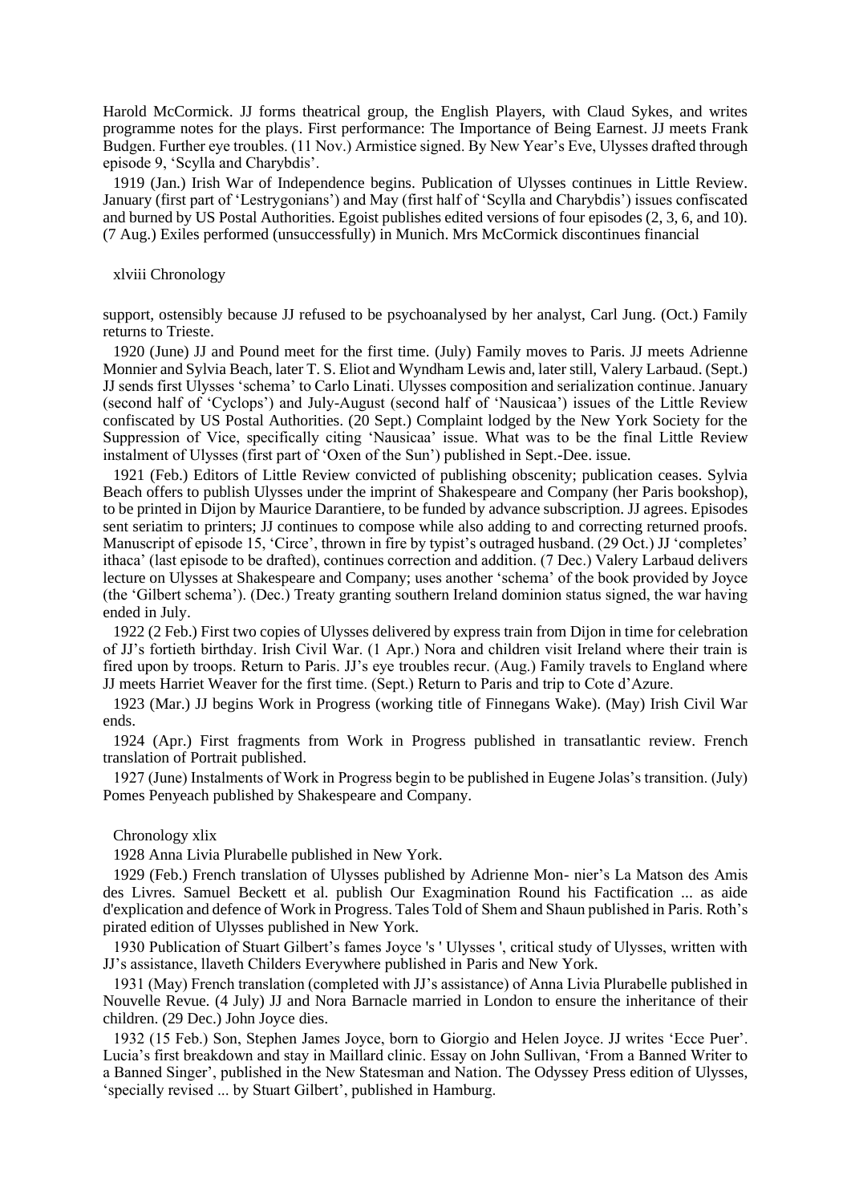Harold McCormick. JJ forms theatrical group, the English Players, with Claud Sykes, and writes programme notes for the plays. First performance: The Importance of Being Earnest. JJ meets Frank Budgen. Further eye troubles. (11 Nov.) Armistice signed. By New Year's Eve, Ulysses drafted through episode 9, 'Scylla and Charybdis'.

1919 (Jan.) Irish War of Independence begins. Publication of Ulysses continues in Little Review. January (first part of 'Lestrygonians') and May (first half of 'Scylla and Charybdis') issues confiscated and burned by US Postal Authorities. Egoist publishes edited versions of four episodes (2, 3, 6, and 10). (7 Aug.) Exiles performed (unsuccessfully) in Munich. Mrs McCormick discontinues financial support, ostensibly because JJ refused to be psychoanalysed by her analyst, Carl Jung. (Oct.) Family returns to Trieste.

1920 (June) JJ and Pound meet for the first time. (July) Family moves to Paris. JJ meets Adrienne Monnier and Sylvia Beach, later T. S. Eliot and Wyndham Lewis and, later still, Valery Larbaud. (Sept.) JJ sends first Ulysses 'schema' to Carlo Linati. Ulysses composition and serialization continue. January (second half of 'Cyclops') and July-August (second half of 'Nausicaa') issues of the Little Review confiscated by US Postal Authorities. (20 Sept.) Complaint lodged by the New York Society for the Suppression of Vice, specifically citing 'Nausicaa' issue. What was to be the final Little Review instalment of Ulysses (first part of 'Oxen of the Sun') published in Sept.-Dee. issue.

1921 (Feb.) Editors of Little Review convicted of publishing obscenity; publication ceases. Sylvia Beach offers to publish Ulysses under the imprint of Shakespeare and Company (her Paris bookshop), to be printed in Dijon by Maurice Darantiere, to be funded by advance subscription. JJ agrees. Episodes sent seriatim to printers; JJ continues to compose while also adding to and correcting returned proofs. Manuscript of episode 15, 'Circe', thrown in fire by typist's outraged husband. (29 Oct.) JJ 'completes' ithaca' (last episode to be drafted), continues correction and addition. (7 Dec.) Valery Larbaud delivers lecture on Ulysses at Shakespeare and Company; uses another 'schema' of the book provided by Joyce (the 'Gilbert schema'). (Dec.) Treaty granting southern Ireland dominion status signed, the war having ended in July.

1922 (2 Feb.) First two copies of Ulysses delivered by express train from Dijon in time for celebration of JJ's fortieth birthday. Irish Civil War. (1 Apr.) Nora and children visit Ireland where their train is fired upon by troops. Return to Paris. JJ's eye troubles recur. (Aug.) Family travels to England where JJ meets Harriet Weaver for the first time. (Sept.) Return to Paris and trip to Cote d'Azure.

1923 (Mar.) JJ begins Work in Progress (working title of Finnegans Wake). (May) Irish Civil War ends.

1924 (Apr.) First fragments from Work in Progress published in transatlantic review. French translation of Portrait published.

1927 (June) Instalments of Work in Progress begin to be published in Eugene Jolas's transition. (July) Pomes Penyeach published by Shakespeare and Company.

1928 Anna Livia Plurabelle published in New York.

1929 (Feb.) French translation of Ulysses published by Adrienne Mon- nier's La Matson des Amis des Livres. Samuel Beckett et al. publish Our Exagmination Round his Factification ... as aide d'explication and defence of Work in Progress. Tales Told of Shem and Shaun published in Paris. Roth's pirated edition of Ulysses published in New York.

1930 Publication of Stuart Gilbert's fames Joyce 's ' Ulysses ', critical study of Ulysses, written with JJ's assistance, llaveth Childers Everywhere published in Paris and New York.

1931 (May) French translation (completed with JJ's assistance) of Anna Livia Plurabelle published in Nouvelle Revue. (4 July) JJ and Nora Barnacle married in London to ensure the inheritance of their children. (29 Dec.) John Joyce dies.

1932 (15 Feb.) Son, Stephen James Joyce, born to Giorgio and Helen Joyce. JJ writes 'Ecce Puer'. Lucia's first breakdown and stay in Maillard clinic. Essay on John Sullivan, 'From a Banned Writer to a Banned Singer', published in the New Statesman and Nation. The Odyssey Press edition of Ulysses, 'specially revised ... by Stuart Gilbert', published in Hamburg.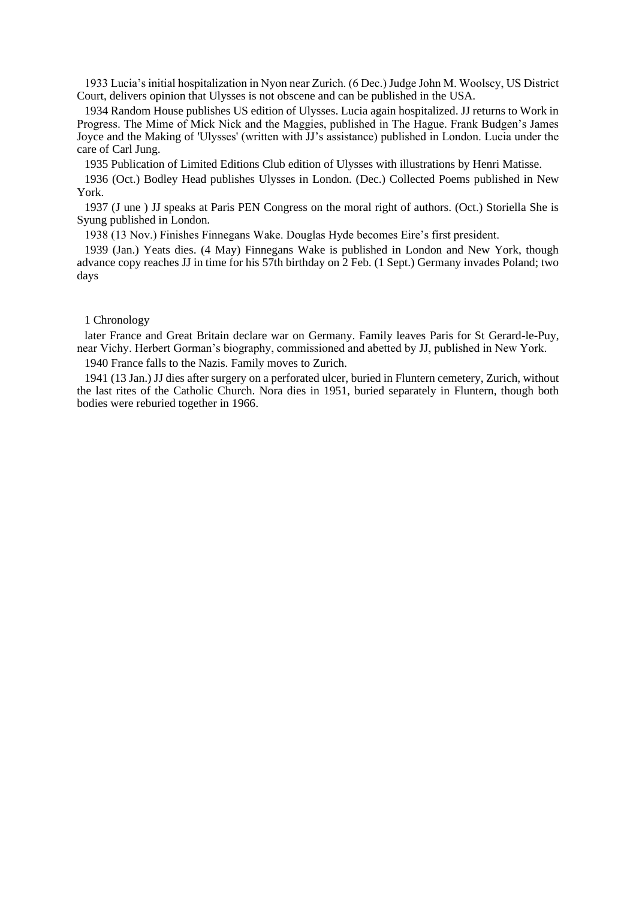1933 Lucia's initial hospitalization in Nyon near Zurich. (6 Dec.) Judge John M. Woolscy, US District Court, delivers opinion that Ulysses is not obscene and can be published in the USA.

1934 Random House publishes US edition of Ulysses. Lucia again hospitalized. JJ returns to Work in Progress. The Mime of Mick Nick and the Maggies, published in The Hague. Frank Budgen's James Joyce and the Making of 'Ulysses' (written with JJ's assistance) published in London. Lucia under the care of Carl Jung.

1935 Publication of Limited Editions Club edition of Ulysses with illustrations by Henri Matisse.

1936 (Oct.) Bodley Head publishes Ulysses in London. (Dec.) Collected Poems published in New York.

1937 (J une ) JJ speaks at Paris PEN Congress on the moral right of authors. (Oct.) Storiella She is Syung published in London.

1938 (13 Nov.) Finishes Finnegans Wake. Douglas Hyde becomes Eire's first president.

1939 (Jan.) Yeats dies. (4 May) Finnegans Wake is published in London and New York, though advance copy reaches JJ in time for his 57th birthday on 2 Feb. (1 Sept.) Germany invades Poland; two days later France and Great Britain declare war on Germany. Family leaves Paris for St Gerard-le-Puy, near Vichy. Herbert Gorman's biography, commissioned and abetted by JJ, published in New York.

1940 France falls to the Nazis. Family moves to Zurich.

1941 (13 Jan.) JJ dies after surgery on a perforated ulcer, buried in Fluntern cemetery, Zurich, without the last rites of the Catholic Church. Nora dies in 1951, buried separately in Fluntern, though both bodies were reburied together in 1966.